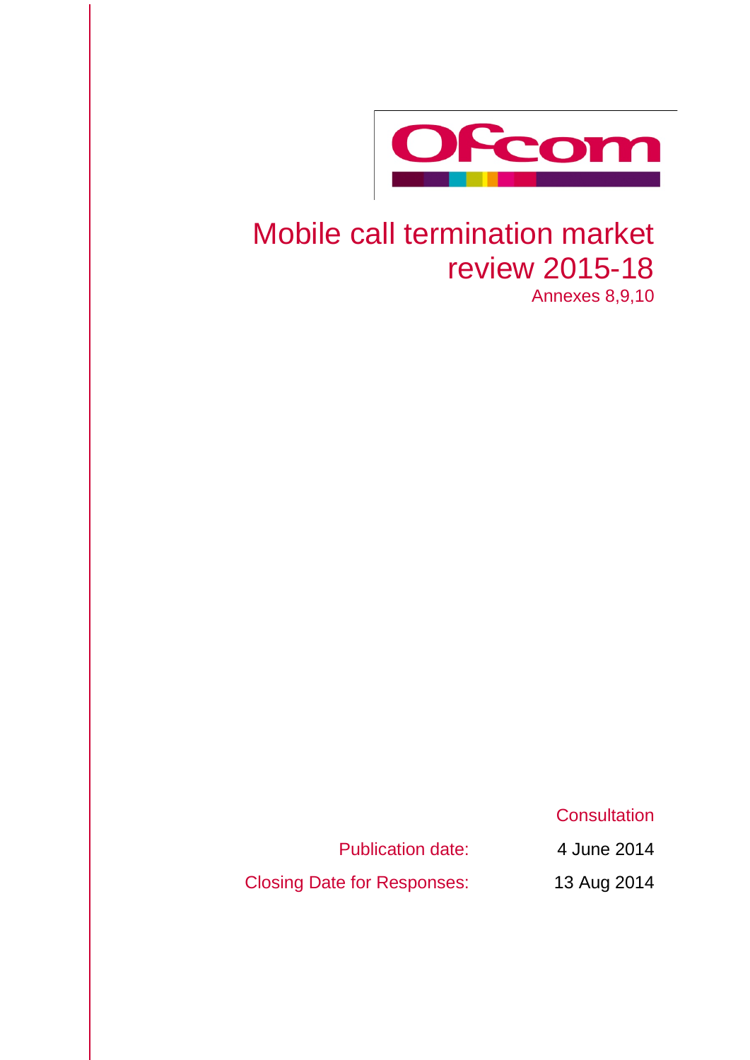Ofcom

# Mobile call termination market review 2015-18

Annexes 8,9,10

Consultation

Publication date: 4 June 2014

Closing Date for Responses: 13 Aug 2014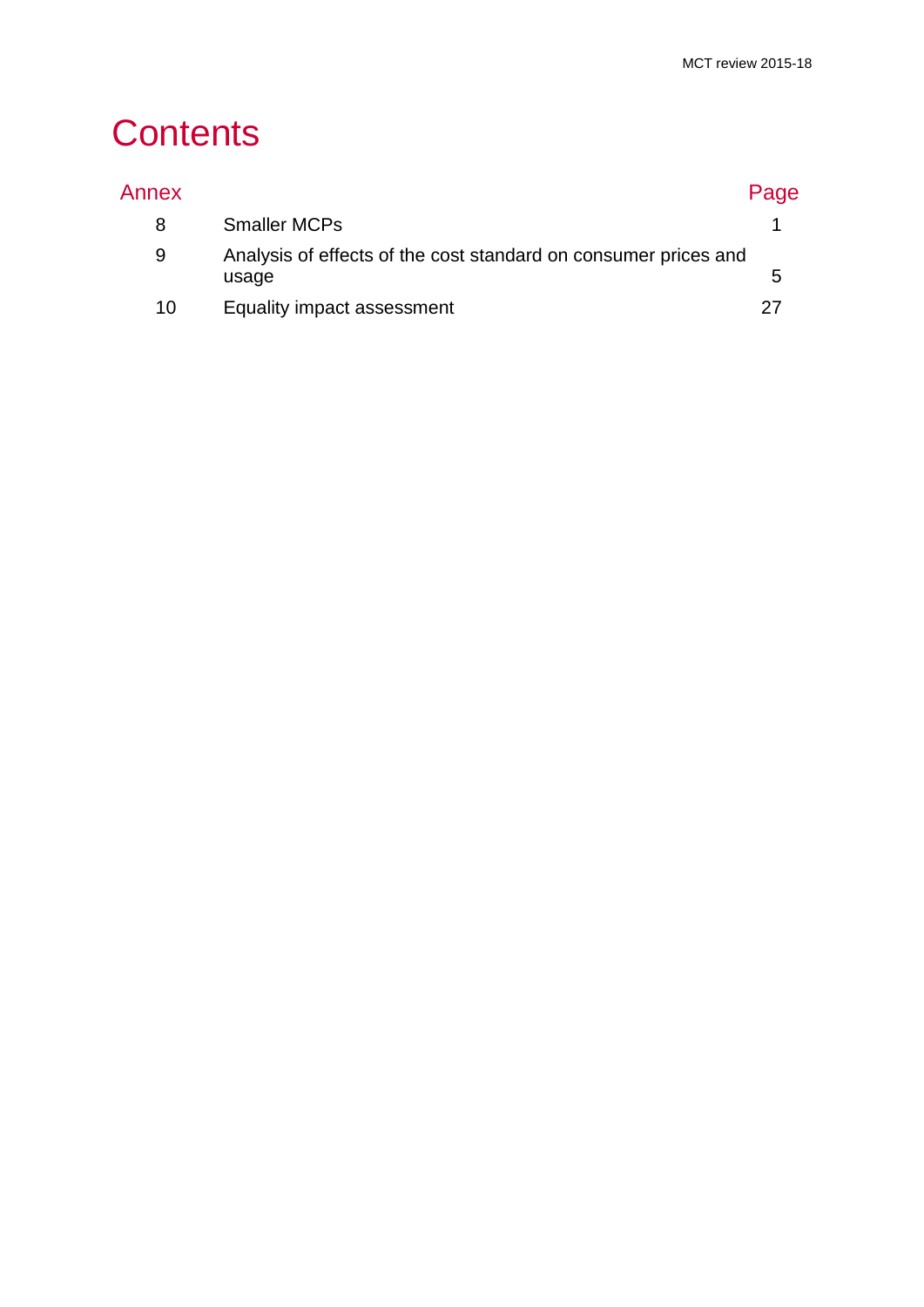# Contents

| Annex | | Page |
|---|---|---|
| 8 | Smaller MCPs | 1 |
| 9 | Analysis of effects of the cost standard on consumer prices and usage | 5 |
| 10 | Equality impact assessment | 27 |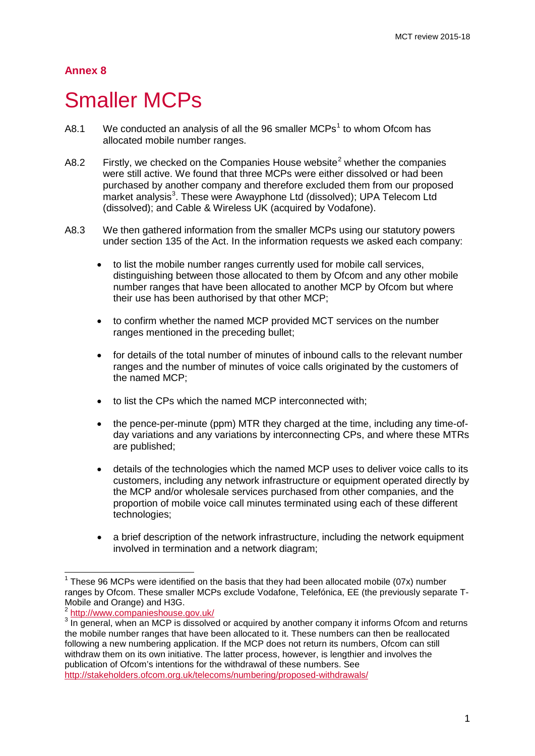## Annex 8

# Smaller MCPs

A8.1 We conducted an analysis of all the 96 smaller MCPs[1] to whom Ofcom has allocated mobile number ranges.

A8.2 Firstly, we checked on the Companies House website[2] whether the companies were still active. We found that three MCPs were either dissolved or had been purchased by another company and therefore excluded them from our proposed market analysis[3]. These were Awayphone Ltd (dissolved); UPA Telecom Ltd (dissolved); and Cable & Wireless UK (acquired by Vodafone).

A8.3 We then gathered information from the smaller MCPs using our statutory powers under section 135 of the Act. In the information requests we asked each company:

- to list the mobile number ranges currently used for mobile call services, distinguishing between those allocated to them by Ofcom and any other mobile number ranges that have been allocated to another MCP by Ofcom but where their use has been authorised by that other MCP;
- to confirm whether the named MCP provided MCT services on the number ranges mentioned in the preceding bullet;
- for details of the total number of minutes of inbound calls to the relevant number ranges and the number of minutes of voice calls originated by the customers of the named MCP;
- to list the CPs which the named MCP interconnected with;
- the pence-per-minute (ppm) MTR they charged at the time, including any time-of-day variations and any variations by interconnecting CPs, and where these MTRs are published;
- details of the technologies which the named MCP uses to deliver voice calls to its customers, including any network infrastructure or equipment operated directly by the MCP and/or wholesale services purchased from other companies, and the proportion of mobile voice call minutes terminated using each of these different technologies;
- a brief description of the network infrastructure, including the network equipment involved in termination and a network diagram;

[1] These 96 MCPs were identified on the basis that they had been allocated mobile (07x) number ranges by Ofcom. These smaller MCPs exclude Vodafone, Telefónica, EE (the previously separate T-Mobile and Orange) and H3G.

[2] http://www.companieshouse.gov.uk/

[3] In general, when an MCP is dissolved or acquired by another company it informs Ofcom and returns the mobile number ranges that have been allocated to it. These numbers can then be reallocated following a new numbering application. If the MCP does not return its numbers, Ofcom can still withdraw them on its own initiative. The latter process, however, is lengthier and involves the publication of Ofcom's intentions for the withdrawal of these numbers. See http://stakeholders.ofcom.org.uk/telecoms/numbering/proposed-withdrawals/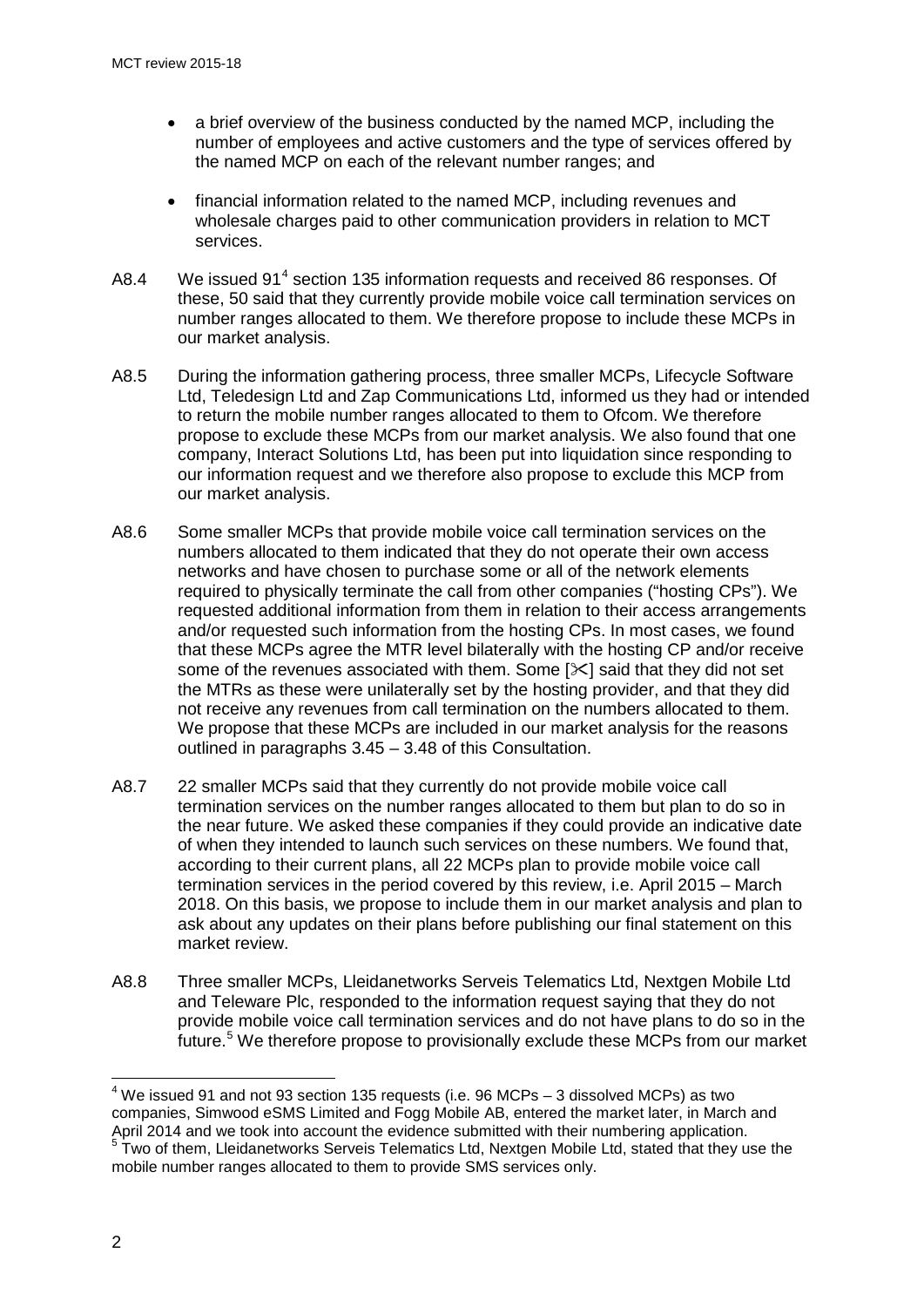- a brief overview of the business conducted by the named MCP, including the number of employees and active customers and the type of services offered by the named MCP on each of the relevant number ranges; and

- financial information related to the named MCP, including revenues and wholesale charges paid to other communication providers in relation to MCT services.

A8.4 We issued 91[4] section 135 information requests and received 86 responses. Of these, 50 said that they currently provide mobile voice call termination services on number ranges allocated to them. We therefore propose to include these MCPs in our market analysis.

A8.5 During the information gathering process, three smaller MCPs, Lifecycle Software Ltd, Teledesign Ltd and Zap Communications Ltd, informed us they had or intended to return the mobile number ranges allocated to them to Ofcom. We therefore propose to exclude these MCPs from our market analysis. We also found that one company, Interact Solutions Ltd, has been put into liquidation since responding to our information request and we therefore also propose to exclude this MCP from our market analysis.

A8.6 Some smaller MCPs that provide mobile voice call termination services on the numbers allocated to them indicated that they do not operate their own access networks and have chosen to purchase some or all of the network elements required to physically terminate the call from other companies ("hosting CPs"). We requested additional information from them in relation to their access arrangements and/or requested such information from the hosting CPs. In most cases, we found that these MCPs agree the MTR level bilaterally with the hosting CP and/or receive some of the revenues associated with them. Some [✂] said that they did not set the MTRs as these were unilaterally set by the hosting provider, and that they did not receive any revenues from call termination on the numbers allocated to them. We propose that these MCPs are included in our market analysis for the reasons outlined in paragraphs 3.45 – 3.48 of this Consultation.

A8.7 22 smaller MCPs said that they currently do not provide mobile voice call termination services on the number ranges allocated to them but plan to do so in the near future. We asked these companies if they could provide an indicative date of when they intended to launch such services on these numbers. We found that, according to their current plans, all 22 MCPs plan to provide mobile voice call termination services in the period covered by this review, i.e. April 2015 – March 2018. On this basis, we propose to include them in our market analysis and plan to ask about any updates on their plans before publishing our final statement on this market review.

A8.8 Three smaller MCPs, Lleidanetworks Serveis Telematics Ltd, Nextgen Mobile Ltd and Teleware Plc, responded to the information request saying that they do not provide mobile voice call termination services and do not have plans to do so in the future.[5] We therefore propose to provisionally exclude these MCPs from our market

---

[4] We issued 91 and not 93 section 135 requests (i.e. 96 MCPs – 3 dissolved MCPs) as two companies, Simwood eSMS Limited and Fogg Mobile AB, entered the market later, in March and April 2014 and we took into account the evidence submitted with their numbering application.

[5] Two of them, Lleidanetworks Serveis Telematics Ltd, Nextgen Mobile Ltd, stated that they use the mobile number ranges allocated to them to provide SMS services only.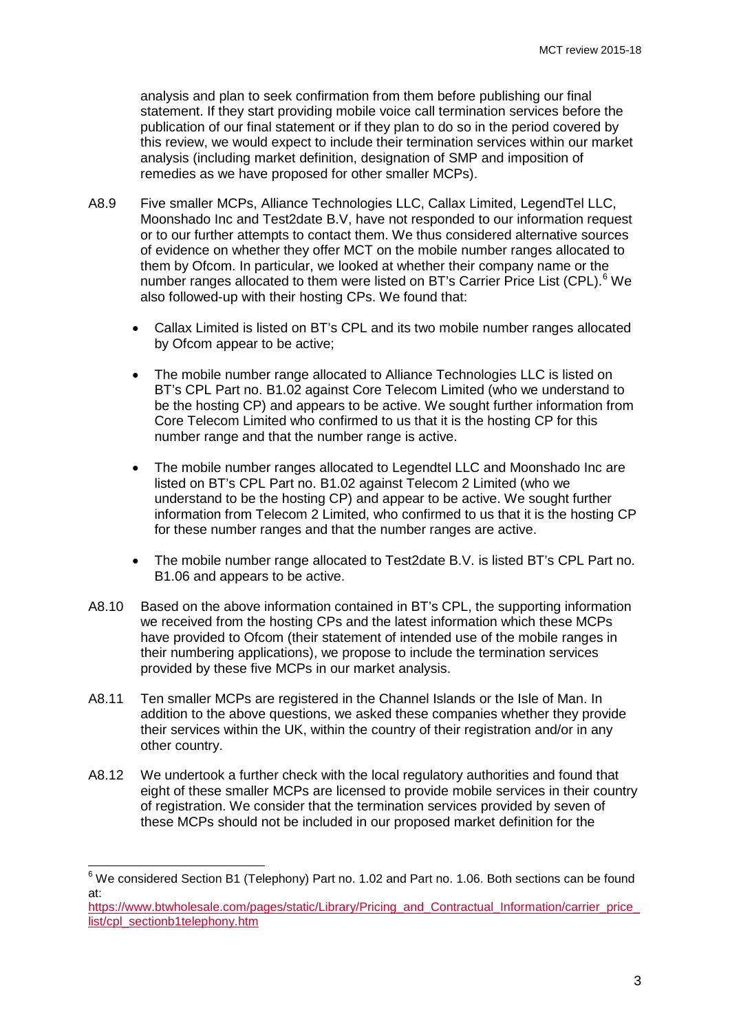analysis and plan to seek confirmation from them before publishing our final statement. If they start providing mobile voice call termination services before the publication of our final statement or if they plan to do so in the period covered by this review, we would expect to include their termination services within our market analysis (including market definition, designation of SMP and imposition of remedies as we have proposed for other smaller MCPs).

A8.9 Five smaller MCPs, Alliance Technologies LLC, Callax Limited, LegendTel LLC, Moonshado Inc and Test2date B.V, have not responded to our information request or to our further attempts to contact them. We thus considered alternative sources of evidence on whether they offer MCT on the mobile number ranges allocated to them by Ofcom. In particular, we looked at whether their company name or the number ranges allocated to them were listed on BT's Carrier Price List (CPL).[6] We also followed-up with their hosting CPs. We found that:

- Callax Limited is listed on BT's CPL and its two mobile number ranges allocated by Ofcom appear to be active;
- The mobile number range allocated to Alliance Technologies LLC is listed on BT's CPL Part no. B1.02 against Core Telecom Limited (who we understand to be the hosting CP) and appears to be active. We sought further information from Core Telecom Limited who confirmed to us that it is the hosting CP for this number range and that the number range is active.
- The mobile number ranges allocated to Legendtel LLC and Moonshado Inc are listed on BT's CPL Part no. B1.02 against Telecom 2 Limited (who we understand to be the hosting CP) and appear to be active. We sought further information from Telecom 2 Limited, who confirmed to us that it is the hosting CP for these number ranges and that the number ranges are active.
- The mobile number range allocated to Test2date B.V. is listed BT's CPL Part no. B1.06 and appears to be active.

A8.10 Based on the above information contained in BT's CPL, the supporting information we received from the hosting CPs and the latest information which these MCPs have provided to Ofcom (their statement of intended use of the mobile ranges in their numbering applications), we propose to include the termination services provided by these five MCPs in our market analysis.

A8.11 Ten smaller MCPs are registered in the Channel Islands or the Isle of Man. In addition to the above questions, we asked these companies whether they provide their services within the UK, within the country of their registration and/or in any other country.

A8.12 We undertook a further check with the local regulatory authorities and found that eight of these smaller MCPs are licensed to provide mobile services in their country of registration. We consider that the termination services provided by seven of these MCPs should not be included in our proposed market definition for the

[6] We considered Section B1 (Telephony) Part no. 1.02 and Part no. 1.06. Both sections can be found at: https://www.btwholesale.com/pages/static/Library/Pricing_and_Contractual_Information/carrier_price_list/cpl_sectionb1telephony.htm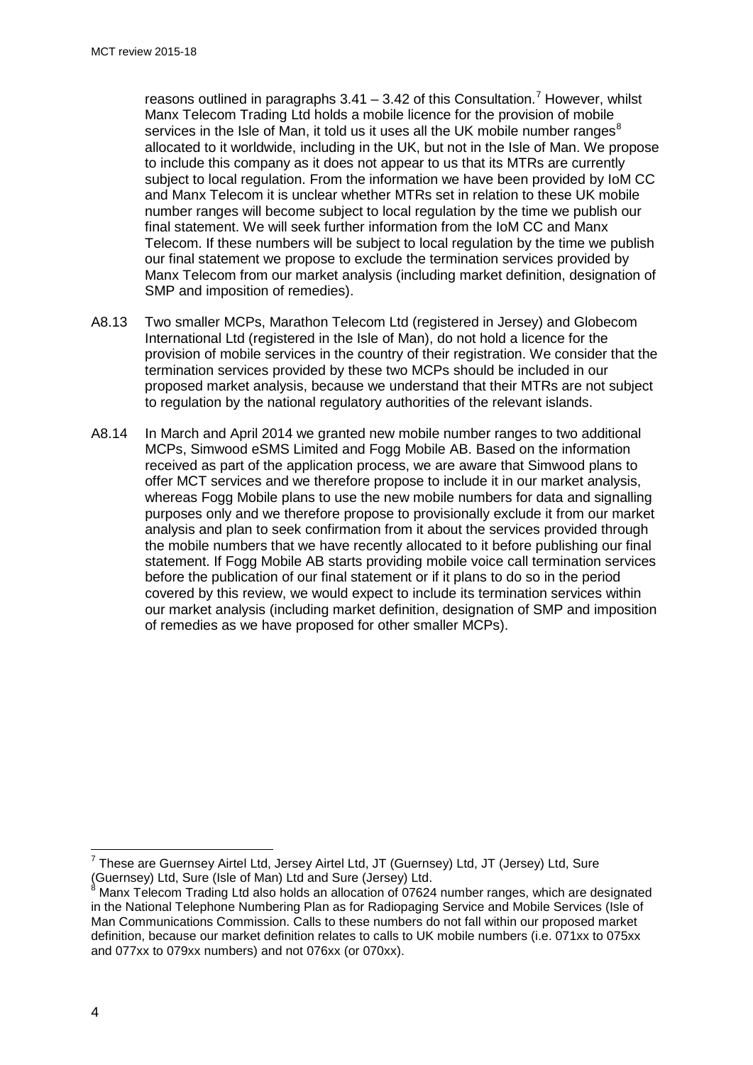reasons outlined in paragraphs 3.41 – 3.42 of this Consultation.[7] However, whilst Manx Telecom Trading Ltd holds a mobile licence for the provision of mobile services in the Isle of Man, it told us it uses all the UK mobile number ranges[8] allocated to it worldwide, including in the UK, but not in the Isle of Man. We propose to include this company as it does not appear to us that its MTRs are currently subject to local regulation. From the information we have been provided by IoM CC and Manx Telecom it is unclear whether MTRs set in relation to these UK mobile number ranges will become subject to local regulation by the time we publish our final statement. We will seek further information from the IoM CC and Manx Telecom. If these numbers will be subject to local regulation by the time we publish our final statement we propose to exclude the termination services provided by Manx Telecom from our market analysis (including market definition, designation of SMP and imposition of remedies).

A8.13 Two smaller MCPs, Marathon Telecom Ltd (registered in Jersey) and Globecom International Ltd (registered in the Isle of Man), do not hold a licence for the provision of mobile services in the country of their registration. We consider that the termination services provided by these two MCPs should be included in our proposed market analysis, because we understand that their MTRs are not subject to regulation by the national regulatory authorities of the relevant islands.

A8.14 In March and April 2014 we granted new mobile number ranges to two additional MCPs, Simwood eSMS Limited and Fogg Mobile AB. Based on the information received as part of the application process, we are aware that Simwood plans to offer MCT services and we therefore propose to include it in our market analysis, whereas Fogg Mobile plans to use the new mobile numbers for data and signalling purposes only and we therefore propose to provisionally exclude it from our market analysis and plan to seek confirmation from it about the services provided through the mobile numbers that we have recently allocated to it before publishing our final statement. If Fogg Mobile AB starts providing mobile voice call termination services before the publication of our final statement or if it plans to do so in the period covered by this review, we would expect to include its termination services within our market analysis (including market definition, designation of SMP and imposition of remedies as we have proposed for other smaller MCPs).

[7] These are Guernsey Airtel Ltd, Jersey Airtel Ltd, JT (Guernsey) Ltd, JT (Jersey) Ltd, Sure (Guernsey) Ltd, Sure (Isle of Man) Ltd and Sure (Jersey) Ltd.

[8] Manx Telecom Trading Ltd also holds an allocation of 07624 number ranges, which are designated in the National Telephone Numbering Plan as for Radiopaging Service and Mobile Services (Isle of Man Communications Commission. Calls to these numbers do not fall within our proposed market definition, because our market definition relates to calls to UK mobile numbers (i.e. 071xx to 075xx and 077xx to 079xx numbers) and not 076xx (or 070xx).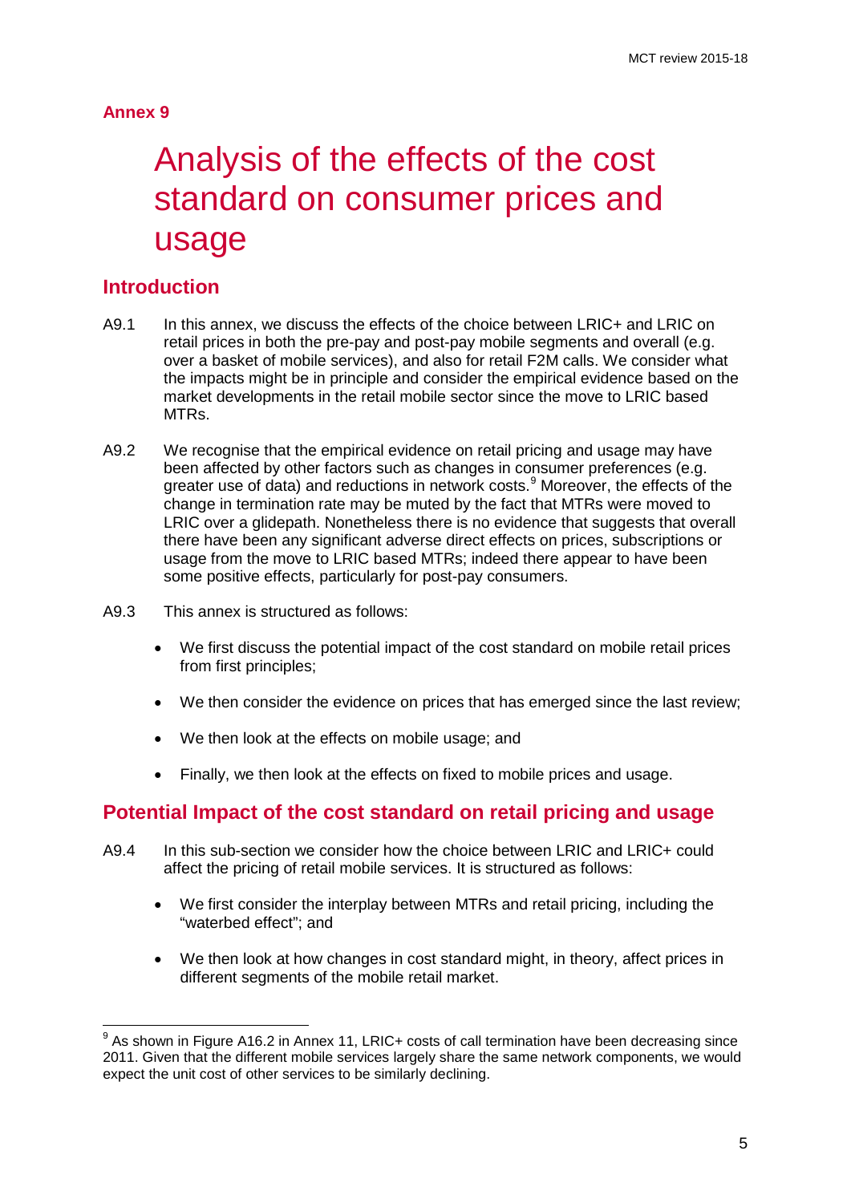**Annex 9**

# Analysis of the effects of the cost standard on consumer prices and usage

## Introduction

A9.1 In this annex, we discuss the effects of the choice between LRIC+ and LRIC on retail prices in both the pre-pay and post-pay mobile segments and overall (e.g. over a basket of mobile services), and also for retail F2M calls. We consider what the impacts might be in principle and consider the empirical evidence based on the market developments in the retail mobile sector since the move to LRIC based MTRs.

A9.2 We recognise that the empirical evidence on retail pricing and usage may have been affected by other factors such as changes in consumer preferences (e.g. greater use of data) and reductions in network costs.[9] Moreover, the effects of the change in termination rate may be muted by the fact that MTRs were moved to LRIC over a glidepath. Nonetheless there is no evidence that suggests that overall there have been any significant adverse direct effects on prices, subscriptions or usage from the move to LRIC based MTRs; indeed there appear to have been some positive effects, particularly for post-pay consumers.

A9.3 This annex is structured as follows:

- We first discuss the potential impact of the cost standard on mobile retail prices from first principles;
- We then consider the evidence on prices that has emerged since the last review;
- We then look at the effects on mobile usage; and
- Finally, we then look at the effects on fixed to mobile prices and usage.

## Potential Impact of the cost standard on retail pricing and usage

A9.4 In this sub-section we consider how the choice between LRIC and LRIC+ could affect the pricing of retail mobile services. It is structured as follows:

- We first consider the interplay between MTRs and retail pricing, including the "waterbed effect"; and
- We then look at how changes in cost standard might, in theory, affect prices in different segments of the mobile retail market.

[9] As shown in Figure A16.2 in Annex 11, LRIC+ costs of call termination have been decreasing since 2011. Given that the different mobile services largely share the same network components, we would expect the unit cost of other services to be similarly declining.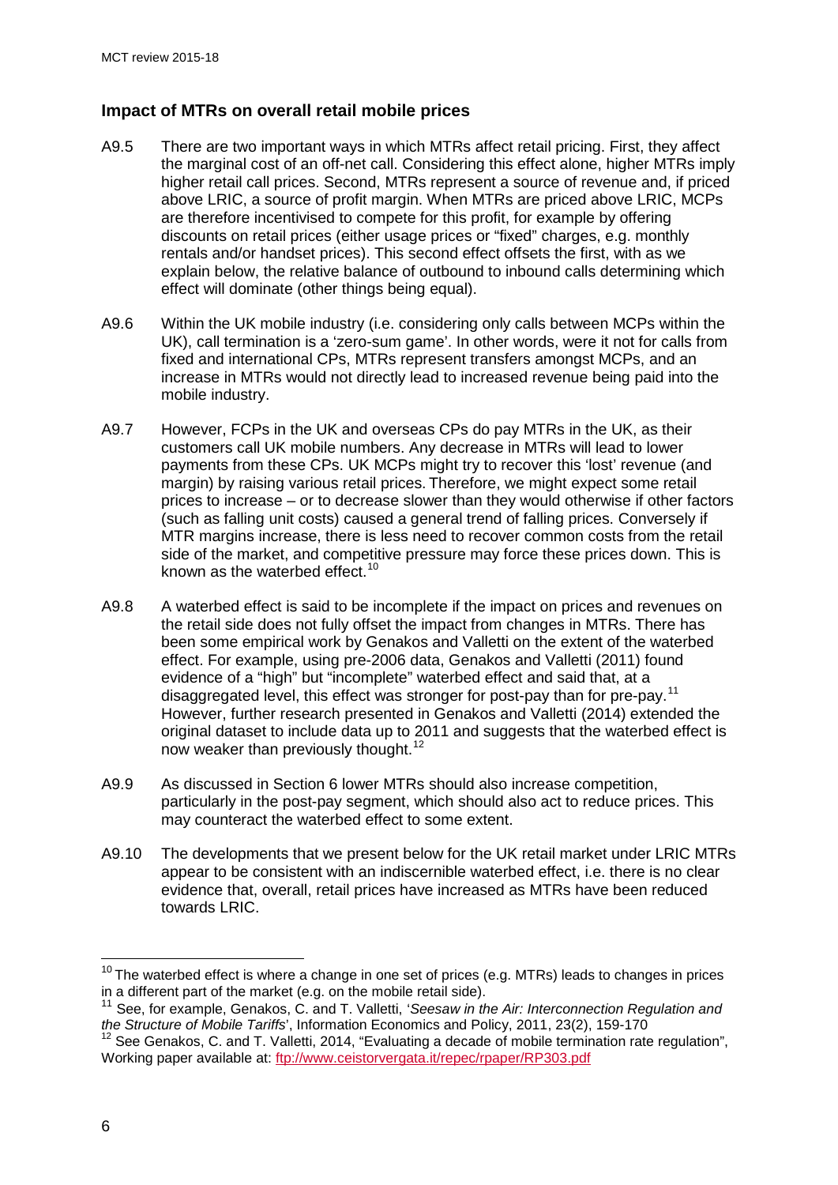## Impact of MTRs on overall retail mobile prices

A9.5 There are two important ways in which MTRs affect retail pricing. First, they affect the marginal cost of an off-net call. Considering this effect alone, higher MTRs imply higher retail call prices. Second, MTRs represent a source of revenue and, if priced above LRIC, a source of profit margin. When MTRs are priced above LRIC, MCPs are therefore incentivised to compete for this profit, for example by offering discounts on retail prices (either usage prices or "fixed" charges, e.g. monthly rentals and/or handset prices). This second effect offsets the first, with as we explain below, the relative balance of outbound to inbound calls determining which effect will dominate (other things being equal).

A9.6 Within the UK mobile industry (i.e. considering only calls between MCPs within the UK), call termination is a 'zero-sum game'. In other words, were it not for calls from fixed and international CPs, MTRs represent transfers amongst MCPs, and an increase in MTRs would not directly lead to increased revenue being paid into the mobile industry.

A9.7 However, FCPs in the UK and overseas CPs do pay MTRs in the UK, as their customers call UK mobile numbers. Any decrease in MTRs will lead to lower payments from these CPs. UK MCPs might try to recover this 'lost' revenue (and margin) by raising various retail prices. Therefore, we might expect some retail prices to increase – or to decrease slower than they would otherwise if other factors (such as falling unit costs) caused a general trend of falling prices. Conversely if MTR margins increase, there is less need to recover common costs from the retail side of the market, and competitive pressure may force these prices down. This is known as the waterbed effect.[10]

A9.8 A waterbed effect is said to be incomplete if the impact on prices and revenues on the retail side does not fully offset the impact from changes in MTRs. There has been some empirical work by Genakos and Valletti on the extent of the waterbed effect. For example, using pre-2006 data, Genakos and Valletti (2011) found evidence of a "high" but "incomplete" waterbed effect and said that, at a disaggregated level, this effect was stronger for post-pay than for pre-pay.[11] However, further research presented in Genakos and Valletti (2014) extended the original dataset to include data up to 2011 and suggests that the waterbed effect is now weaker than previously thought.[12]

A9.9 As discussed in Section 6 lower MTRs should also increase competition, particularly in the post-pay segment, which should also act to reduce prices. This may counteract the waterbed effect to some extent.

A9.10 The developments that we present below for the UK retail market under LRIC MTRs appear to be consistent with an indiscernible waterbed effect, i.e. there is no clear evidence that, overall, retail prices have increased as MTRs have been reduced towards LRIC.

---

[10] The waterbed effect is where a change in one set of prices (e.g. MTRs) leads to changes in prices in a different part of the market (e.g. on the mobile retail side).

[11] See, for example, Genakos, C. and T. Valletti, '*Seesaw in the Air: Interconnection Regulation and the Structure of Mobile Tariffs*', Information Economics and Policy, 2011, 23(2), 159-170

[12] See Genakos, C. and T. Valletti, 2014, "Evaluating a decade of mobile termination rate regulation", Working paper available at: [ftp://www.ceistorvergata.it/repec/rpaper/RP303.pdf](ftp://www.ceistorvergata.it/repec/rpaper/RP303.pdf)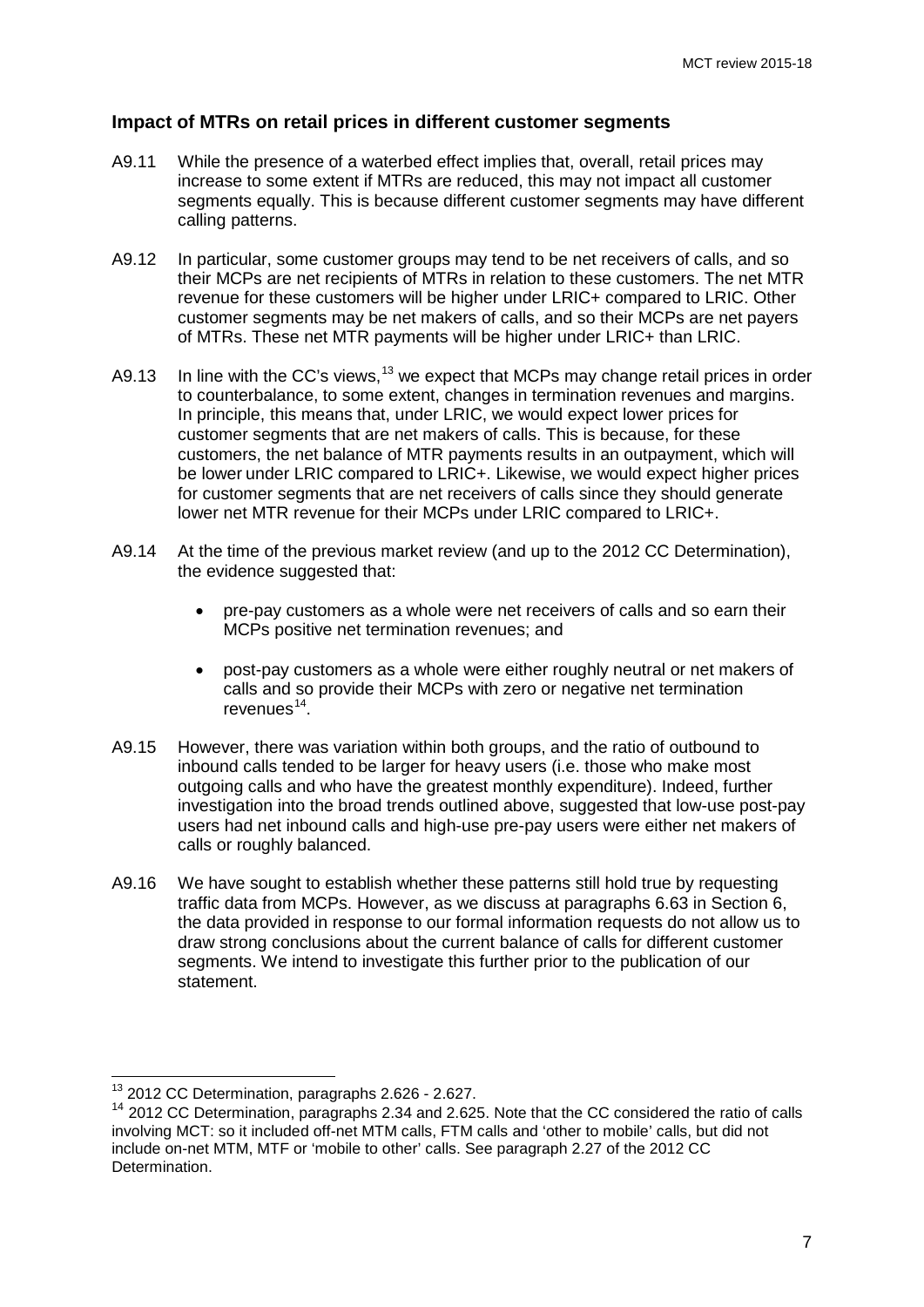### Impact of MTRs on retail prices in different customer segments

A9.11 While the presence of a waterbed effect implies that, overall, retail prices may increase to some extent if MTRs are reduced, this may not impact all customer segments equally. This is because different customer segments may have different calling patterns.

A9.12 In particular, some customer groups may tend to be net receivers of calls, and so their MCPs are net recipients of MTRs in relation to these customers. The net MTR revenue for these customers will be higher under LRIC+ compared to LRIC. Other customer segments may be net makers of calls, and so their MCPs are net payers of MTRs. These net MTR payments will be higher under LRIC+ than LRIC.

A9.13 In line with the CC's views,[13] we expect that MCPs may change retail prices in order to counterbalance, to some extent, changes in termination revenues and margins. In principle, this means that, under LRIC, we would expect lower prices for customer segments that are net makers of calls. This is because, for these customers, the net balance of MTR payments results in an outpayment, which will be lower under LRIC compared to LRIC+. Likewise, we would expect higher prices for customer segments that are net receivers of calls since they should generate lower net MTR revenue for their MCPs under LRIC compared to LRIC+.

A9.14 At the time of the previous market review (and up to the 2012 CC Determination), the evidence suggested that:

- pre-pay customers as a whole were net receivers of calls and so earn their MCPs positive net termination revenues; and
- post-pay customers as a whole were either roughly neutral or net makers of calls and so provide their MCPs with zero or negative net termination revenues[14].

A9.15 However, there was variation within both groups, and the ratio of outbound to inbound calls tended to be larger for heavy users (i.e. those who make most outgoing calls and who have the greatest monthly expenditure). Indeed, further investigation into the broad trends outlined above, suggested that low-use post-pay users had net inbound calls and high-use pre-pay users were either net makers of calls or roughly balanced.

A9.16 We have sought to establish whether these patterns still hold true by requesting traffic data from MCPs. However, as we discuss at paragraphs 6.63 in Section 6, the data provided in response to our formal information requests do not allow us to draw strong conclusions about the current balance of calls for different customer segments. We intend to investigate this further prior to the publication of our statement.

[13] 2012 CC Determination, paragraphs 2.626 - 2.627.

[14] 2012 CC Determination, paragraphs 2.34 and 2.625. Note that the CC considered the ratio of calls involving MCT: so it included off-net MTM calls, FTM calls and 'other to mobile' calls, but did not include on-net MTM, MTF or 'mobile to other' calls. See paragraph 2.27 of the 2012 CC Determination.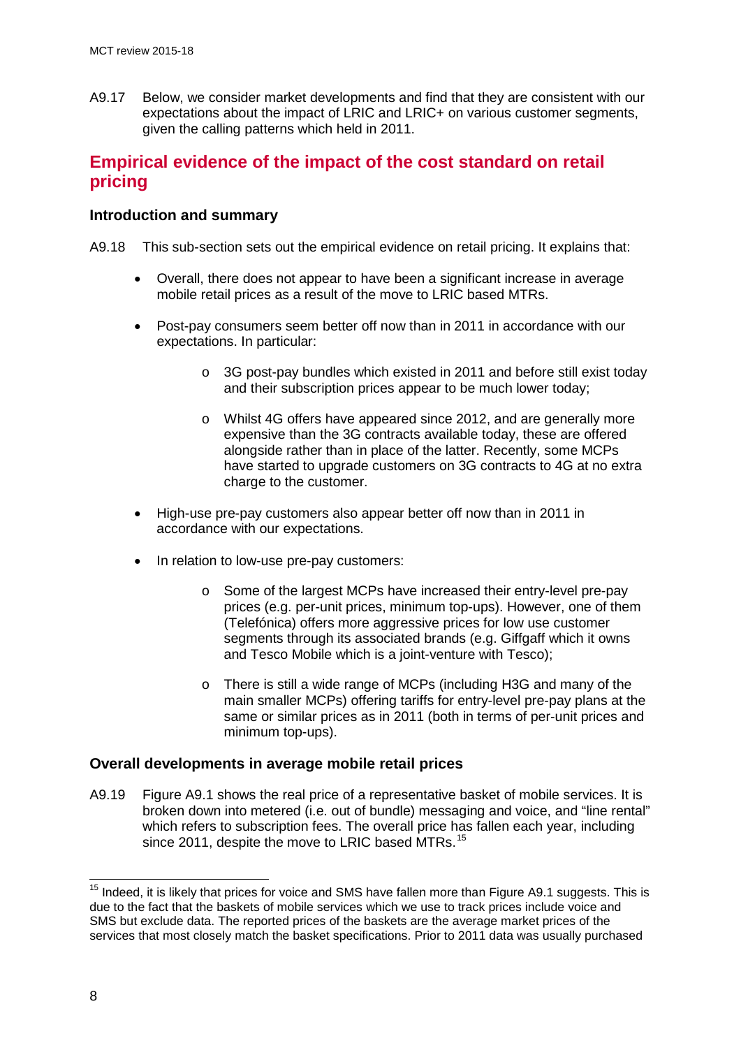A9.17 Below, we consider market developments and find that they are consistent with our expectations about the impact of LRIC and LRIC+ on various customer segments, given the calling patterns which held in 2011.

## Empirical evidence of the impact of the cost standard on retail pricing

### Introduction and summary

A9.18 This sub-section sets out the empirical evidence on retail pricing. It explains that:

- Overall, there does not appear to have been a significant increase in average mobile retail prices as a result of the move to LRIC based MTRs.
- Post-pay consumers seem better off now than in 2011 in accordance with our expectations. In particular:
  - 3G post-pay bundles which existed in 2011 and before still exist today and their subscription prices appear to be much lower today;
  - Whilst 4G offers have appeared since 2012, and are generally more expensive than the 3G contracts available today, these are offered alongside rather than in place of the latter. Recently, some MCPs have started to upgrade customers on 3G contracts to 4G at no extra charge to the customer.
- High-use pre-pay customers also appear better off now than in 2011 in accordance with our expectations.
- In relation to low-use pre-pay customers:
  - Some of the largest MCPs have increased their entry-level pre-pay prices (e.g. per-unit prices, minimum top-ups). However, one of them (Telefónica) offers more aggressive prices for low use customer segments through its associated brands (e.g. Giffgaff which it owns and Tesco Mobile which is a joint-venture with Tesco);
  - There is still a wide range of MCPs (including H3G and many of the main smaller MCPs) offering tariffs for entry-level pre-pay plans at the same or similar prices as in 2011 (both in terms of per-unit prices and minimum top-ups).

### Overall developments in average mobile retail prices

A9.19 Figure A9.1 shows the real price of a representative basket of mobile services. It is broken down into metered (i.e. out of bundle) messaging and voice, and "line rental" which refers to subscription fees. The overall price has fallen each year, including since 2011, despite the move to LRIC based MTRs.[15]

[15] Indeed, it is likely that prices for voice and SMS have fallen more than Figure A9.1 suggests. This is due to the fact that the baskets of mobile services which we use to track prices include voice and SMS but exclude data. The reported prices of the baskets are the average market prices of the services that most closely match the basket specifications. Prior to 2011 data was usually purchased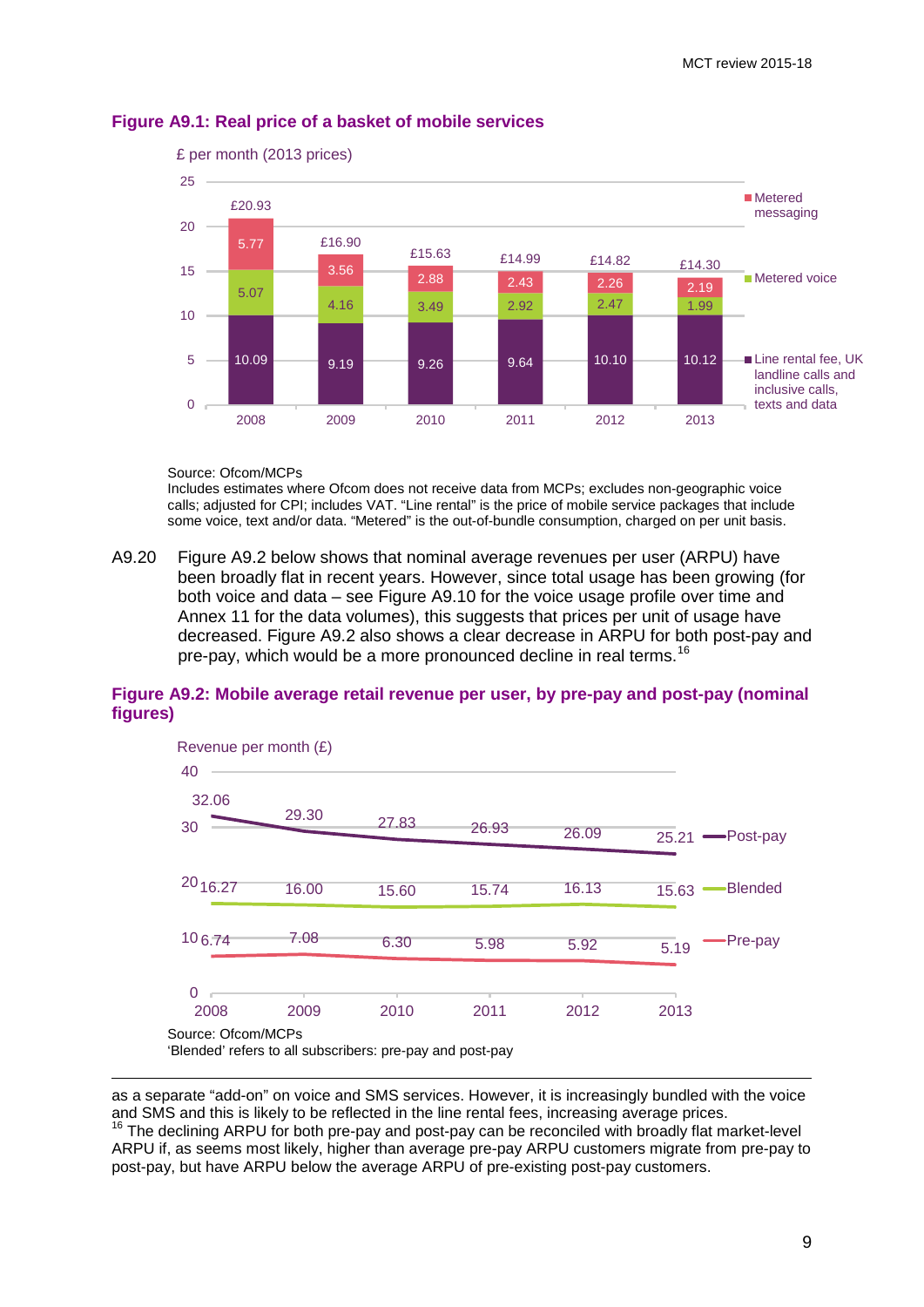**Figure A9.1: Real price of a basket of mobile services**

£ per month (2013 prices)

25
20
15
10
5
0

£20.93 £16.90 £15.63 £14.99 £14.82 £14.30

5.77 3.56 2.88 2.43 2.26 2.19

5.07 4.16 3.49 2.92 2.47 1.99

10.09 9.19 9.26 9.64 10.10 10.12

2008 2009 2010 2011 2012 2013

Metered messaging

Metered voice

Line rental fee, UK landline calls and inclusive calls, texts and data

Source: Ofcom/MCPs
Includes estimates where Ofcom does not receive data from MCPs; excludes non-geographic voice calls; adjusted for CPI; includes VAT. "Line rental" is the price of mobile service packages that include some voice, text and/or data. "Metered" is the out-of-bundle consumption, charged on per unit basis.

A9.20 Figure A9.2 below shows that nominal average revenues per user (ARPU) have been broadly flat in recent years. However, since total usage has been growing (for both voice and data – see Figure A9.10 for the voice usage profile over time and Annex 11 for the data volumes), this suggests that prices per unit of usage have decreased. Figure A9.2 also shows a clear decrease in ARPU for both post-pay and pre-pay, which would be a more pronounced decline in real terms.[16]

**Figure A9.2: Mobile average retail revenue per user, by pre-pay and post-pay (nominal figures)**

Revenue per month (£)

40
30
20
10
0

32.06 29.30 27.83 26.93 26.09 25.21 Post-pay

16.27 16.00 15.60 15.74 16.13 15.63 Blended

6.74 7.08 6.30 5.98 5.92 5.19 Pre-pay

2008 2009 2010 2011 2012 2013

Source: Ofcom/MCPs
'Blended' refers to all subscribers: pre-pay and post-pay

---

as a separate "add-on" on voice and SMS services. However, it is increasingly bundled with the voice and SMS and this is likely to be reflected in the line rental fees, increasing average prices.

[16] The declining ARPU for both pre-pay and post-pay can be reconciled with broadly flat market-level ARPU if, as seems most likely, higher than average pre-pay ARPU customers migrate from pre-pay to post-pay, but have ARPU below the average ARPU of pre-existing post-pay customers.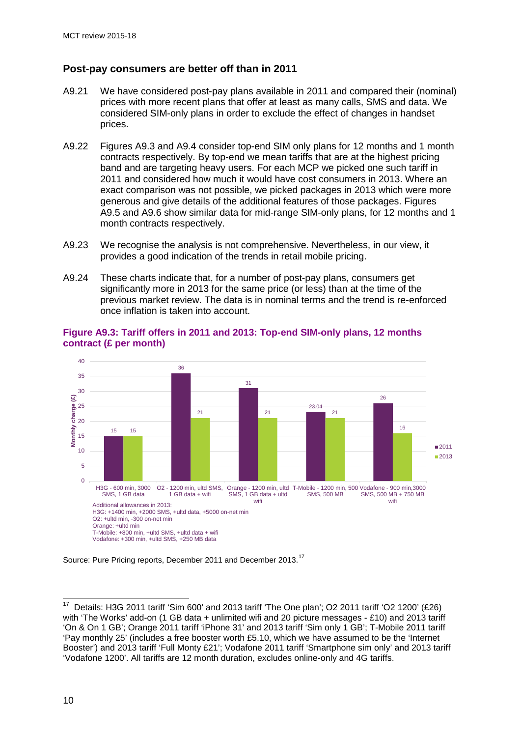## Post-pay consumers are better off than in 2011

A9.21 We have considered post-pay plans available in 2011 and compared their (nominal) prices with more recent plans that offer at least as many calls, SMS and data. We considered SIM-only plans in order to exclude the effect of changes in handset prices.

A9.22 Figures A9.3 and A9.4 consider top-end SIM only plans for 12 months and 1 month contracts respectively. By top-end we mean tariffs that are at the highest pricing band and are targeting heavy users. For each MCP we picked one such tariff in 2011 and considered how much it would have cost consumers in 2013. Where an exact comparison was not possible, we picked packages in 2013 which were more generous and give details of the additional features of those packages. Figures A9.5 and A9.6 show similar data for mid-range SIM-only plans, for 12 months and 1 month contracts respectively.

A9.23 We recognise the analysis is not comprehensive. Nevertheless, in our view, it provides a good indication of the trends in retail mobile pricing.

A9.24 These charts indicate that, for a number of post-pay plans, consumers get significantly more in 2013 for the same price (or less) than at the time of the previous market review. The data is in nominal terms and the trend is re-enforced once inflation is taken into account.

**Figure A9.3: Tariff offers in 2011 and 2013: Top-end SIM-only plans, 12 months contract (£ per month)**

Monthly charge (£)

0
5
10
15
20
25
30
35
40

H3G - 600 min, 3000 SMS, 1 GB data: 15, 15
O2 - 1200 min, ultd SMS, 1 GB data + wifi: 36, 21
Orange - 1200 min, ultd SMS, 1 GB data + ultd wifi: 31, 21
T-Mobile - 1200 min, 500 SMS, 500 MB: 23.04, 21
Vodafone - 900 min,3000 SMS, 500 MB + 750 MB wifi: 26, 16

2011
2013

Additional allowances in 2013:
H3G: +1400 min, +2000 SMS, +ultd data, +5000 on-net min
O2: +ultd min, -300 on-net min
Orange: +ultd min
T-Mobile: +800 min, +ultd SMS, +ultd data + wifi
Vodafone: +300 min, +ultd SMS, +250 MB data

Source: Pure Pricing reports, December 2011 and December 2013.[17]

[17] Details: H3G 2011 tariff 'Sim 600' and 2013 tariff 'The One plan'; O2 2011 tariff 'O2 1200' (£26) with 'The Works' add-on (1 GB data + unlimited wifi and 20 picture messages - £10) and 2013 tariff 'On & On 1 GB'; Orange 2011 tariff 'iPhone 31' and 2013 tariff 'Sim only 1 GB'; T-Mobile 2011 tariff 'Pay monthly 25' (includes a free booster worth £5.10, which we have assumed to be the 'Internet Booster') and 2013 tariff 'Full Monty £21'; Vodafone 2011 tariff 'Smartphone sim only' and 2013 tariff 'Vodafone 1200'. All tariffs are 12 month duration, excludes online-only and 4G tariffs.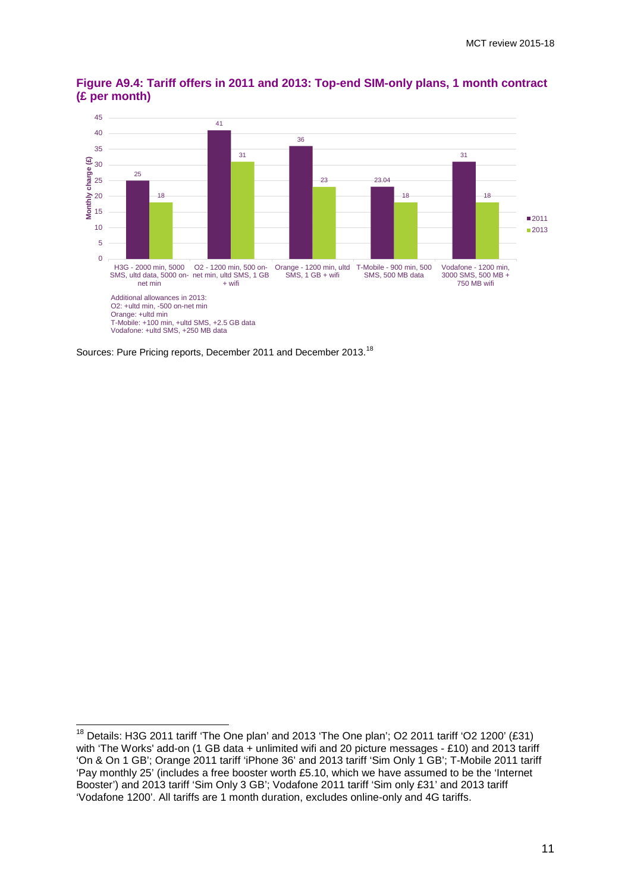**Figure A9.4: Tariff offers in 2011 and 2013: Top-end SIM-only plans, 1 month contract (£ per month)**

Monthly charge (£)

45
40
35
30
25
20
15
10
5
0

41
31
36
23
25
18
23.04
18
31
18

H3G - 2000 min, 5000 SMS, ultd data, 5000 on-net min
O2 - 1200 min, 500 on-net min, ultd SMS, 1 GB + wifi
Orange - 1200 min, ultd SMS, 1 GB + wifi
T-Mobile - 900 min, 500 SMS, 500 MB data
Vodafone - 1200 min, 3000 SMS, 500 MB + 750 MB wifi

2011
2013

Additional allowances in 2013:
O2: +ultd min, -500 on-net min
Orange: +ultd min
T-Mobile: +100 min, +ultd SMS, +2.5 GB data
Vodafone: +ultd SMS, +250 MB data

Sources: Pure Pricing reports, December 2011 and December 2013.[18]

[18] Details: H3G 2011 tariff 'The One plan' and 2013 'The One plan'; O2 2011 tariff 'O2 1200' (£31) with 'The Works' add-on (1 GB data + unlimited wifi and 20 picture messages - £10) and 2013 tariff 'On & On 1 GB'; Orange 2011 tariff 'iPhone 36' and 2013 tariff 'Sim Only 1 GB'; T-Mobile 2011 tariff 'Pay monthly 25' (includes a free booster worth £5.10, which we have assumed to be the 'Internet Booster') and 2013 tariff 'Sim Only 3 GB'; Vodafone 2011 tariff 'Sim only £31' and 2013 tariff 'Vodafone 1200'. All tariffs are 1 month duration, excludes online-only and 4G tariffs.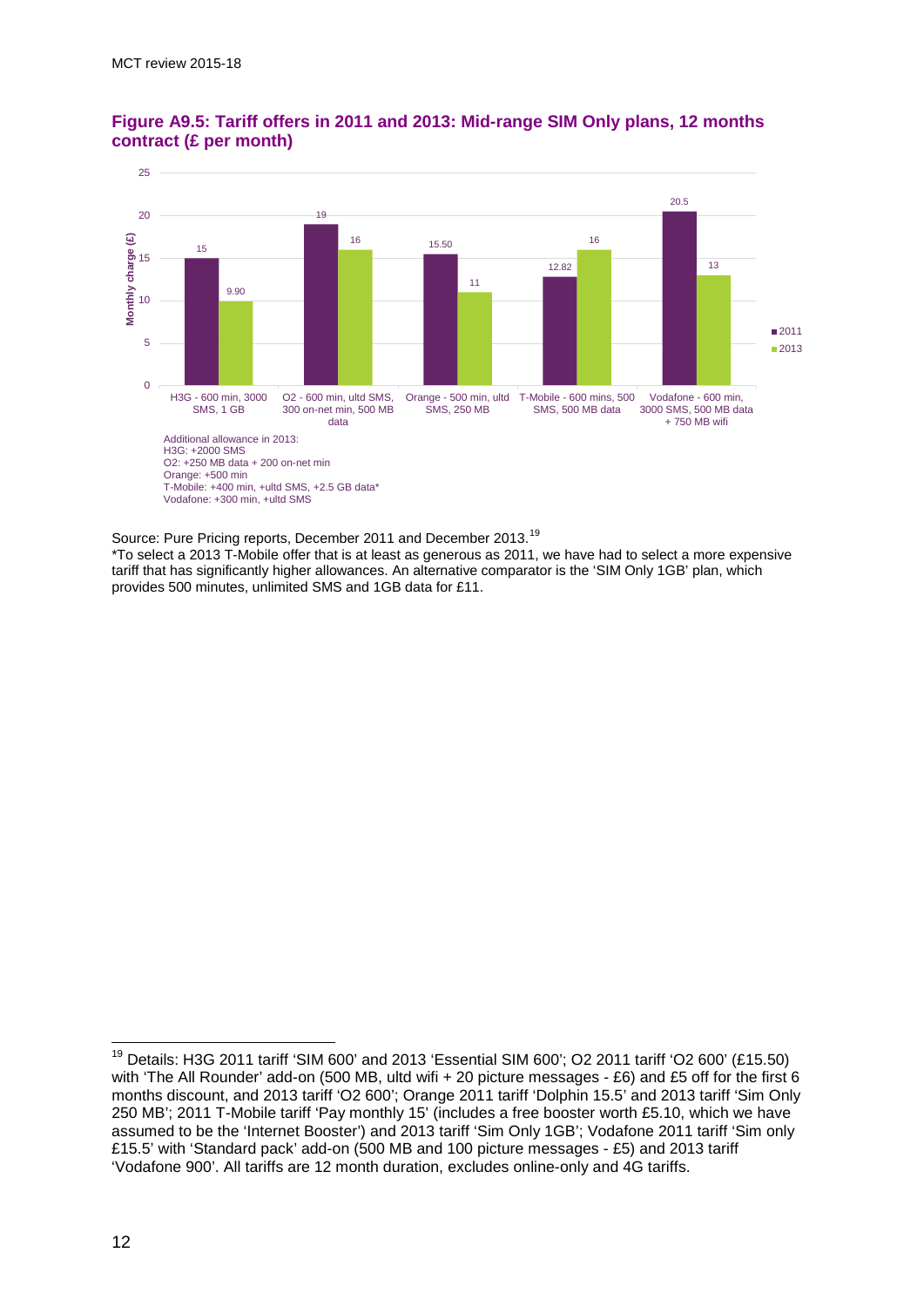**Figure A9.5: Tariff offers in 2011 and 2013: Mid-range SIM Only plans, 12 months contract (£ per month)**

Monthly charge (£)

25
20
15
10
5
0

15
9.90
19
16
15.50
11
12.82
16
20.5
13

H3G - 600 min, 3000 SMS, 1 GB

O2 - 600 min, ultd SMS, 300 on-net min, 500 MB data

Orange - 500 min, ultd SMS, 250 MB

T-Mobile - 600 mins, 500 SMS, 500 MB data

Vodafone - 600 min, 3000 SMS, 500 MB data + 750 MB wifi

2011
2013

Additional allowance in 2013:
H3G: +2000 SMS
O2: +250 MB data + 200 on-net min
Orange: +500 min
T-Mobile: +400 min, +ultd SMS, +2.5 GB data*
Vodafone: +300 min, +ultd SMS

Source: Pure Pricing reports, December 2011 and December 2013.[19]

*To select a 2013 T-Mobile offer that is at least as generous as 2011, we have had to select a more expensive tariff that has significantly higher allowances. An alternative comparator is the 'SIM Only 1GB' plan, which provides 500 minutes, unlimited SMS and 1GB data for £11.

[19] Details: H3G 2011 tariff 'SIM 600' and 2013 'Essential SIM 600'; O2 2011 tariff 'O2 600' (£15.50) with 'The All Rounder' add-on (500 MB, ultd wifi + 20 picture messages - £6) and £5 off for the first 6 months discount, and 2013 tariff 'O2 600'; Orange 2011 tariff 'Dolphin 15.5' and 2013 tariff 'Sim Only 250 MB'; 2011 T-Mobile tariff 'Pay monthly 15' (includes a free booster worth £5.10, which we have assumed to be the 'Internet Booster') and 2013 tariff 'Sim Only 1GB'; Vodafone 2011 tariff 'Sim only £15.5' with 'Standard pack' add-on (500 MB and 100 picture messages - £5) and 2013 tariff 'Vodafone 900'. All tariffs are 12 month duration, excludes online-only and 4G tariffs.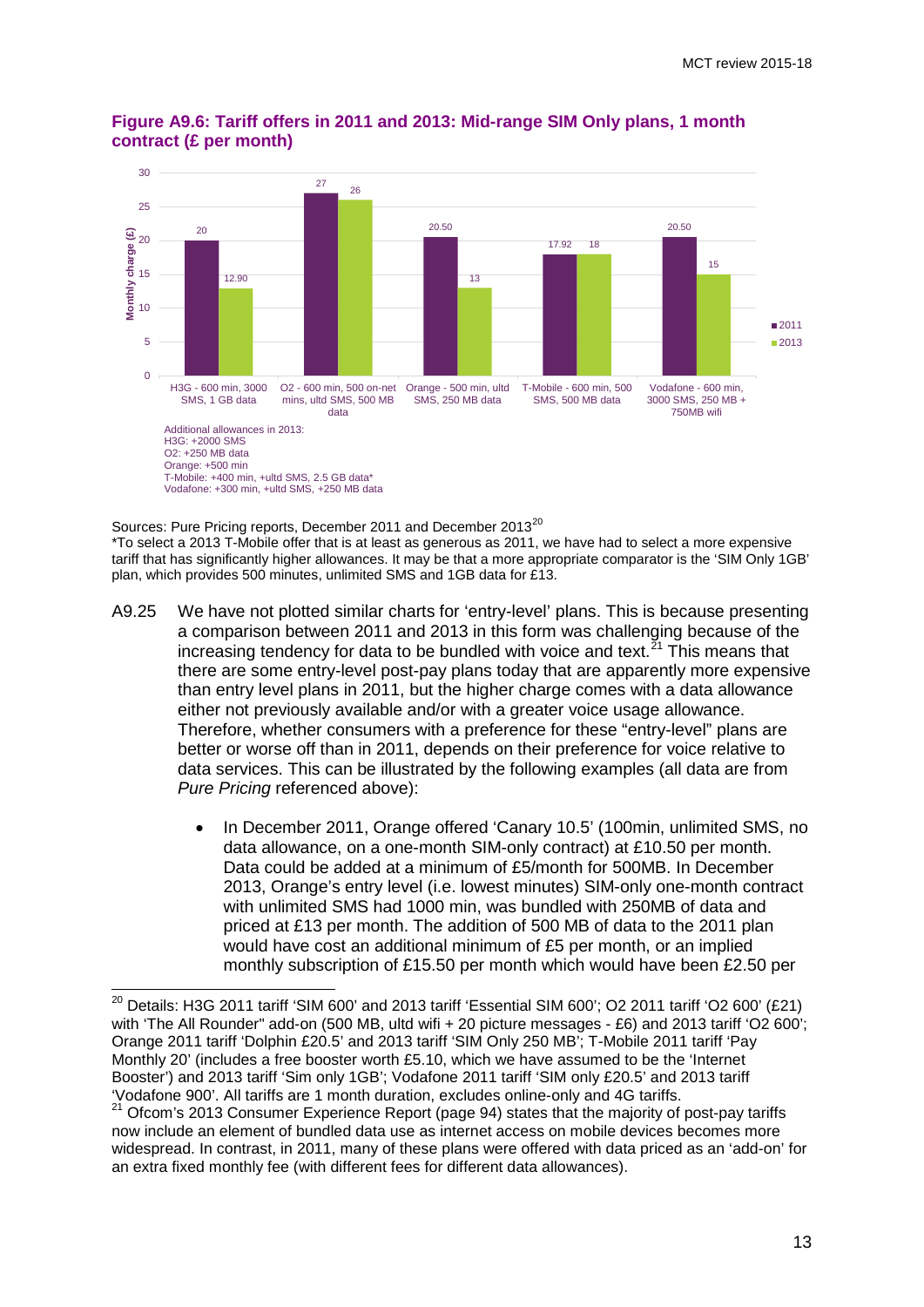**Figure A9.6: Tariff offers in 2011 and 2013: Mid-range SIM Only plans, 1 month contract (£ per month)**

Monthly charge (£)

30
25
20
15
10
5
0

20 12.90
27 26
20.50 13
17.92 18
20.50 15

H3G - 600 min, 3000 SMS, 1 GB data
O2 - 600 min, 500 on-net mins, ultd SMS, 500 MB data
Orange - 500 min, ultd SMS, 250 MB data
T-Mobile - 600 min, 500 SMS, 500 MB data
Vodafone - 600 min, 3000 SMS, 250 MB + 750MB wifi

2011
2013

Additional allowances in 2013:
H3G: +2000 SMS
O2: +250 MB data
Orange: +500 min
T-Mobile: +400 min, +ultd SMS, 2.5 GB data*
Vodafone: +300 min, +ultd SMS, +250 MB data

Sources: Pure Pricing reports, December 2011 and December 2013[20]

*To select a 2013 T-Mobile offer that is at least as generous as 2011, we have had to select a more expensive tariff that has significantly higher allowances. It may be that a more appropriate comparator is the 'SIM Only 1GB' plan, which provides 500 minutes, unlimited SMS and 1GB data for £13.

A9.25 We have not plotted similar charts for 'entry-level' plans. This is because presenting a comparison between 2011 and 2013 in this form was challenging because of the increasing tendency for data to be bundled with voice and text.[21] This means that there are some entry-level post-pay plans today that are apparently more expensive than entry level plans in 2011, but the higher charge comes with a data allowance either not previously available and/or with a greater voice usage allowance. Therefore, whether consumers with a preference for these "entry-level" plans are better or worse off than in 2011, depends on their preference for voice relative to data services. This can be illustrated by the following examples (all data are from *Pure Pricing* referenced above):

- In December 2011, Orange offered 'Canary 10.5' (100min, unlimited SMS, no data allowance, on a one-month SIM-only contract) at £10.50 per month. Data could be added at a minimum of £5/month for 500MB. In December 2013, Orange's entry level (i.e. lowest minutes) SIM-only one-month contract with unlimited SMS had 1000 min, was bundled with 250MB of data and priced at £13 per month. The addition of 500 MB of data to the 2011 plan would have cost an additional minimum of £5 per month, or an implied monthly subscription of £15.50 per month which would have been £2.50 per

[20] Details: H3G 2011 tariff 'SIM 600' and 2013 tariff 'Essential SIM 600'; O2 2011 tariff 'O2 600' (£21) with 'The All Rounder" add-on (500 MB, ultd wifi + 20 picture messages - £6) and 2013 tariff 'O2 600'; Orange 2011 tariff 'Dolphin £20.5' and 2013 tariff 'SIM Only 250 MB'; T-Mobile 2011 tariff 'Pay Monthly 20' (includes a free booster worth £5.10, which we have assumed to be the 'Internet Booster') and 2013 tariff 'Sim only 1GB'; Vodafone 2011 tariff 'SIM only £20.5' and 2013 tariff 'Vodafone 900'. All tariffs are 1 month duration, excludes online-only and 4G tariffs.

[21] Ofcom's 2013 Consumer Experience Report (page 94) states that the majority of post-pay tariffs now include an element of bundled data use as internet access on mobile devices becomes more widespread. In contrast, in 2011, many of these plans were offered with data priced as an 'add-on' for an extra fixed monthly fee (with different fees for different data allowances).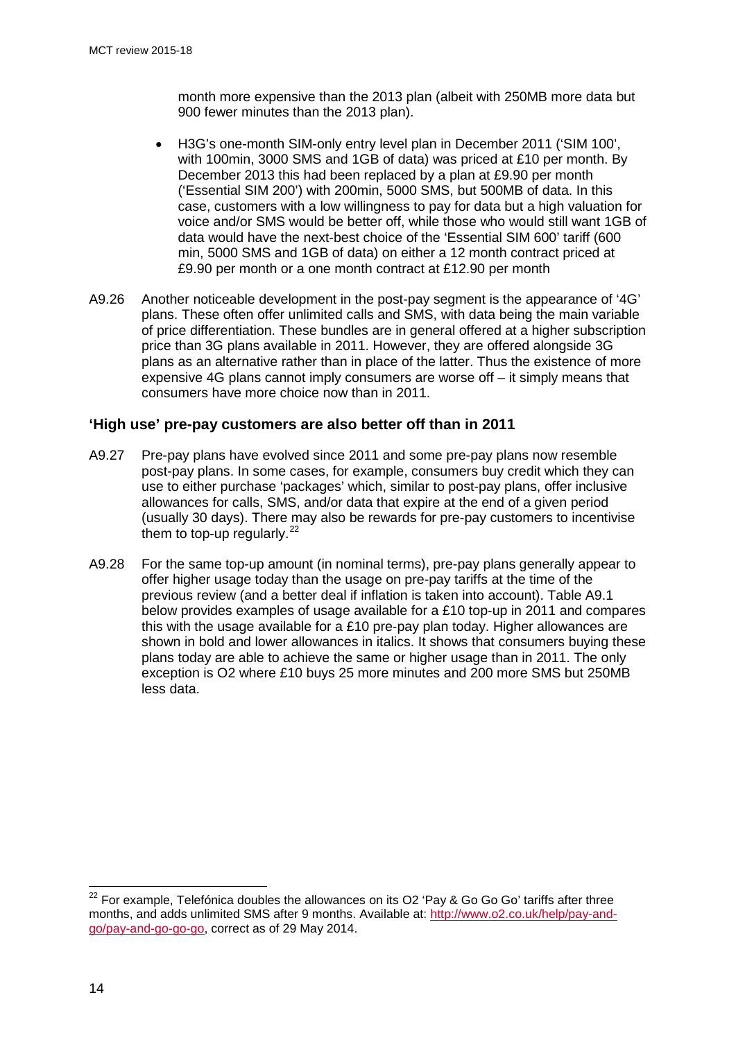month more expensive than the 2013 plan (albeit with 250MB more data but 900 fewer minutes than the 2013 plan).

- H3G's one-month SIM-only entry level plan in December 2011 ('SIM 100', with 100min, 3000 SMS and 1GB of data) was priced at £10 per month. By December 2013 this had been replaced by a plan at £9.90 per month ('Essential SIM 200') with 200min, 5000 SMS, but 500MB of data. In this case, customers with a low willingness to pay for data but a high valuation for voice and/or SMS would be better off, while those who would still want 1GB of data would have the next-best choice of the 'Essential SIM 600' tariff (600 min, 5000 SMS and 1GB of data) on either a 12 month contract priced at £9.90 per month or a one month contract at £12.90 per month

A9.26 Another noticeable development in the post-pay segment is the appearance of '4G' plans. These often offer unlimited calls and SMS, with data being the main variable of price differentiation. These bundles are in general offered at a higher subscription price than 3G plans available in 2011. However, they are offered alongside 3G plans as an alternative rather than in place of the latter. Thus the existence of more expensive 4G plans cannot imply consumers are worse off – it simply means that consumers have more choice now than in 2011.

### 'High use' pre-pay customers are also better off than in 2011

A9.27 Pre-pay plans have evolved since 2011 and some pre-pay plans now resemble post-pay plans. In some cases, for example, consumers buy credit which they can use to either purchase 'packages' which, similar to post-pay plans, offer inclusive allowances for calls, SMS, and/or data that expire at the end of a given period (usually 30 days). There may also be rewards for pre-pay customers to incentivise them to top-up regularly.[22]

A9.28 For the same top-up amount (in nominal terms), pre-pay plans generally appear to offer higher usage today than the usage on pre-pay tariffs at the time of the previous review (and a better deal if inflation is taken into account). Table A9.1 below provides examples of usage available for a £10 top-up in 2011 and compares this with the usage available for a £10 pre-pay plan today. Higher allowances are shown in bold and lower allowances in italics. It shows that consumers buying these plans today are able to achieve the same or higher usage than in 2011. The only exception is O2 where £10 buys 25 more minutes and 200 more SMS but 250MB less data.

---

[22] For example, Telefónica doubles the allowances on its O2 'Pay & Go Go Go' tariffs after three months, and adds unlimited SMS after 9 months. Available at: http://www.o2.co.uk/help/pay-and-go/pay-and-go-go-go, correct as of 29 May 2014.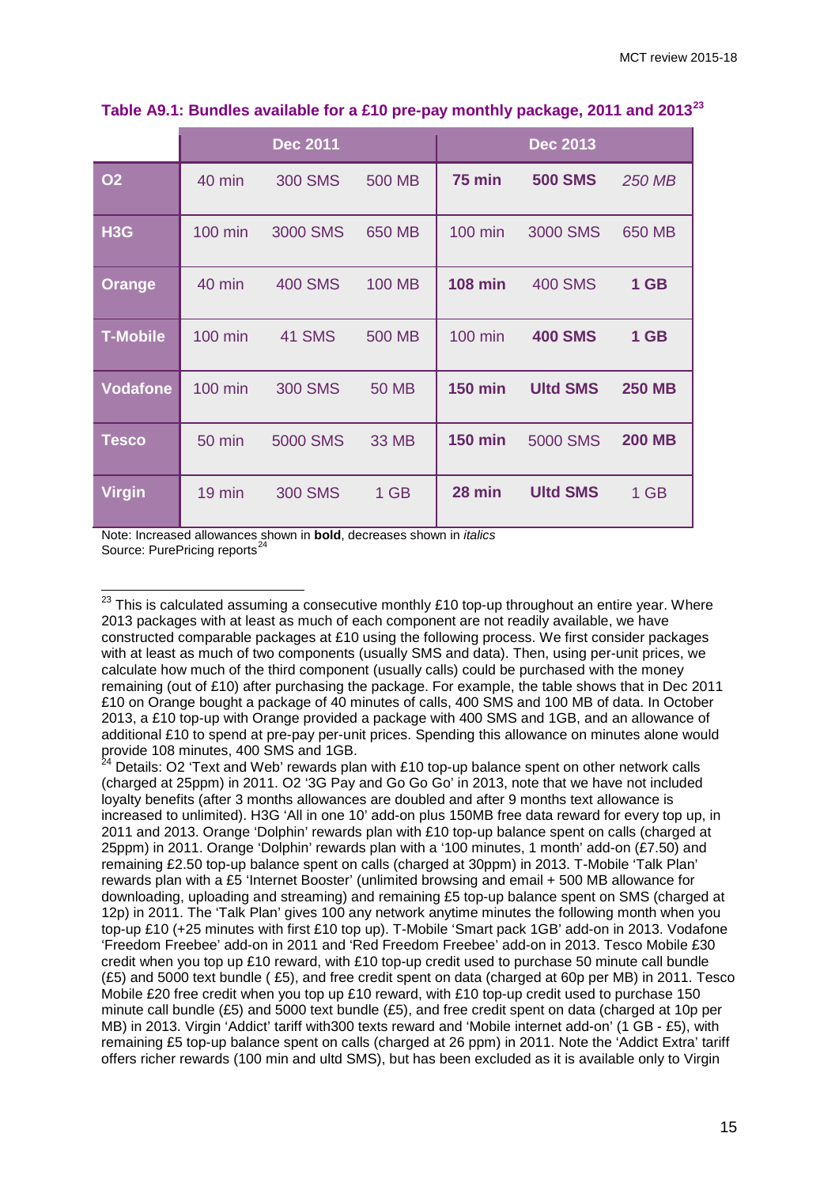**Table A9.1: Bundles available for a £10 pre-pay monthly package, 2011 and 2013[23]**

| | Dec 2011 | | | Dec 2013 | | |
|---|---|---|---|---|---|---|
| **O2** | 40 min | 300 SMS | 500 MB | **75 min** | **500 SMS** | *250 MB* |
| **H3G** | 100 min | 3000 SMS | 650 MB | 100 min | 3000 SMS | 650 MB |
| **Orange** | 40 min | 400 SMS | 100 MB | **108 min** | 400 SMS | **1 GB** |
| **T-Mobile** | 100 min | 41 SMS | 500 MB | 100 min | **400 SMS** | **1 GB** |
| **Vodafone** | 100 min | 300 SMS | 50 MB | **150 min** | **Ultd SMS** | **250 MB** |
| **Tesco** | 50 min | 5000 SMS | 33 MB | **150 min** | 5000 SMS | **200 MB** |
| **Virgin** | 19 min | 300 SMS | 1 GB | **28 min** | **Ultd SMS** | 1 GB |

Note: Increased allowances shown in **bold**, decreases shown in *italics*
Source: PurePricing reports[24]

---

[23] This is calculated assuming a consecutive monthly £10 top-up throughout an entire year. Where 2013 packages with at least as much of each component are not readily available, we have constructed comparable packages at £10 using the following process. We first consider packages with at least as much of two components (usually SMS and data). Then, using per-unit prices, we calculate how much of the third component (usually calls) could be purchased with the money remaining (out of £10) after purchasing the package. For example, the table shows that in Dec 2011 £10 on Orange bought a package of 40 minutes of calls, 400 SMS and 100 MB of data. In October 2013, a £10 top-up with Orange provided a package with 400 SMS and 1GB, and an allowance of additional £10 to spend at pre-pay per-unit prices. Spending this allowance on minutes alone would provide 108 minutes, 400 SMS and 1GB.

[24] Details: O2 'Text and Web' rewards plan with £10 top-up balance spent on other network calls (charged at 25ppm) in 2011. O2 '3G Pay and Go Go Go' in 2013, note that we have not included loyalty benefits (after 3 months allowances are doubled and after 9 months text allowance is increased to unlimited). H3G 'All in one 10' add-on plus 150MB free data reward for every top up, in 2011 and 2013. Orange 'Dolphin' rewards plan with £10 top-up balance spent on calls (charged at 25ppm) in 2011. Orange 'Dolphin' rewards plan with a '100 minutes, 1 month' add-on (£7.50) and remaining £2.50 top-up balance spent on calls (charged at 30ppm) in 2013. T-Mobile 'Talk Plan' rewards plan with a £5 'Internet Booster' (unlimited browsing and email + 500 MB allowance for downloading, uploading and streaming) and remaining £5 top-up balance spent on SMS (charged at 12p) in 2011. The 'Talk Plan' gives 100 any network anytime minutes the following month when you top-up £10 (+25 minutes with first £10 top up). T-Mobile 'Smart pack 1GB' add-on in 2013. Vodafone 'Freedom Freebee' add-on in 2011 and 'Red Freedom Freebee' add-on in 2013. Tesco Mobile £30 credit when you top up £10 reward, with £10 top-up credit used to purchase 50 minute call bundle (£5) and 5000 text bundle ( £5), and free credit spent on data (charged at 60p per MB) in 2011. Tesco Mobile £20 free credit when you top up £10 reward, with £10 top-up credit used to purchase 150 minute call bundle (£5) and 5000 text bundle (£5), and free credit spent on data (charged at 10p per MB) in 2013. Virgin 'Addict' tariff with300 texts reward and 'Mobile internet add-on' (1 GB - £5), with remaining £5 top-up balance spent on calls (charged at 26 ppm) in 2011. Note the 'Addict Extra' tariff offers richer rewards (100 min and ultd SMS), but has been excluded as it is available only to Virgin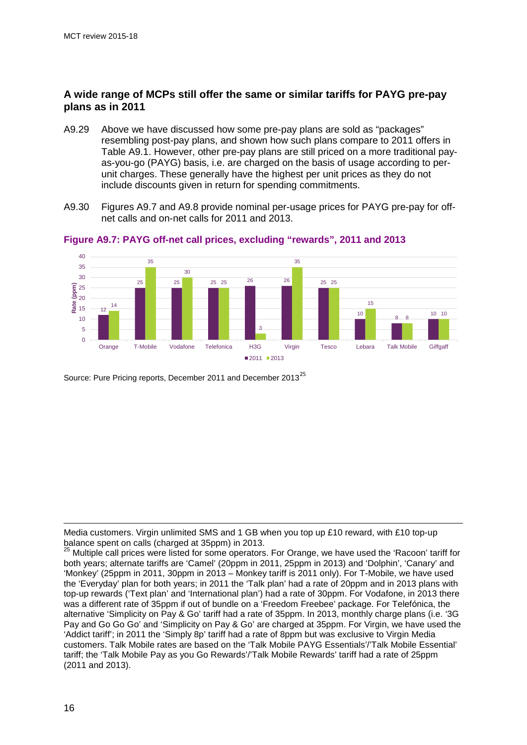### A wide range of MCPs still offer the same or similar tariffs for PAYG pre-pay plans as in 2011

A9.29 Above we have discussed how some pre-pay plans are sold as "packages" resembling post-pay plans, and shown how such plans compare to 2011 offers in Table A9.1. However, other pre-pay plans are still priced on a more traditional pay-as-you-go (PAYG) basis, i.e. are charged on the basis of usage according to per-unit charges. These generally have the highest per unit prices as they do not include discounts given in return for spending commitments.

A9.30 Figures A9.7 and A9.8 provide nominal per-usage prices for PAYG pre-pay for off-net calls and on-net calls for 2011 and 2013.

**Figure A9.7: PAYG off-net call prices, excluding "rewards", 2011 and 2013**

Rate (ppm)
40
35
30
25
20
15
10
5
0

Orange: 12, 14
T-Mobile: 25, 35
Vodafone: 25, 30
Telefonica: 25, 25
H3G: 26, 3
Virgin: 26, 35
Tesco: 25, 25
Lebara: 10, 15
Talk Mobile: 8, 8
Giffgaff: 10, 10

2011 2013

Source: Pure Pricing reports, December 2011 and December 2013[25]

---

Media customers. Virgin unlimited SMS and 1 GB when you top up £10 reward, with £10 top-up balance spent on calls (charged at 35ppm) in 2013.

[25] Multiple call prices were listed for some operators. For Orange, we have used the 'Racoon' tariff for both years; alternate tariffs are 'Camel' (20ppm in 2011, 25ppm in 2013) and 'Dolphin', 'Canary' and 'Monkey' (25ppm in 2011, 30ppm in 2013 – Monkey tariff is 2011 only). For T-Mobile, we have used the 'Everyday' plan for both years; in 2011 the 'Talk plan' had a rate of 20ppm and in 2013 plans with top-up rewards ('Text plan' and 'International plan') had a rate of 30ppm. For Vodafone, in 2013 there was a different rate of 35ppm if out of bundle on a 'Freedom Freebee' package. For Telefónica, the alternative 'Simplicity on Pay & Go' tariff had a rate of 35ppm. In 2013, monthly charge plans (i.e. '3G Pay and Go Go Go' and 'Simplicity on Pay & Go' are charged at 35ppm. For Virgin, we have used the 'Addict tariff'; in 2011 the 'Simply 8p' tariff had a rate of 8ppm but was exclusive to Virgin Media customers. Talk Mobile rates are based on the 'Talk Mobile PAYG Essentials'/'Talk Mobile Essential' tariff; the 'Talk Mobile Pay as you Go Rewards'/'Talk Mobile Rewards' tariff had a rate of 25ppm (2011 and 2013).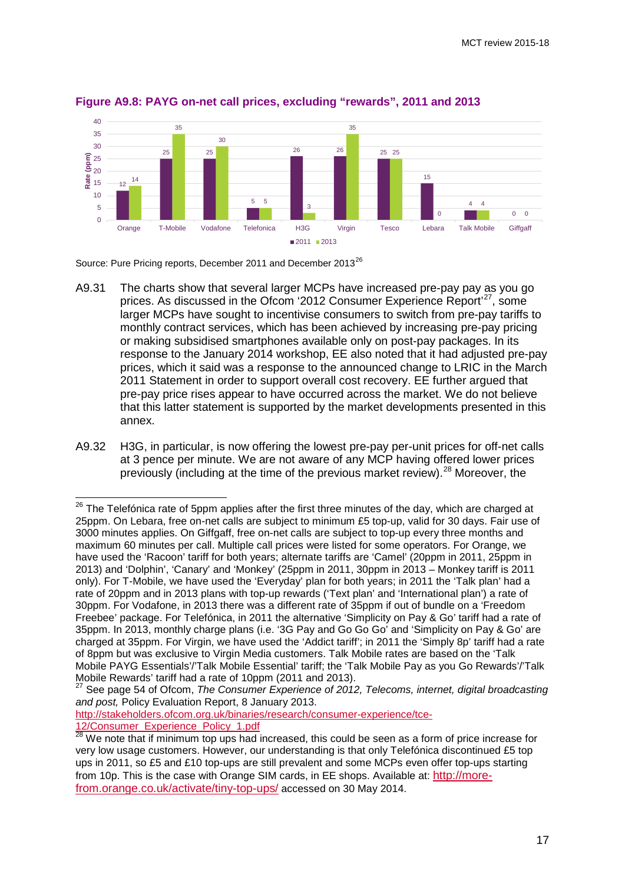**Figure A9.8: PAYG on-net call prices, excluding "rewards", 2011 and 2013**

Rate (ppm)

0
5
10
15
20
25
30
35
40

Orange: 12, 14
T-Mobile: 25, 35
Vodafone: 25, 30
Telefonica: 5, 5
H3G: 26, 3
Virgin: 26, 35
Tesco: 25, 25
Lebara: 15, 0
Talk Mobile: 4, 4
Giffgaff: 0, 0

2011 ■ 2013

Source: Pure Pricing reports, December 2011 and December 2013[26]

A9.31 The charts show that several larger MCPs have increased pre-pay pay as you go prices. As discussed in the Ofcom '2012 Consumer Experience Report'[27], some larger MCPs have sought to incentivise consumers to switch from pre-pay tariffs to monthly contract services, which has been achieved by increasing pre-pay pricing or making subsidised smartphones available only on post-pay packages. In its response to the January 2014 workshop, EE also noted that it had adjusted pre-pay prices, which it said was a response to the announced change to LRIC in the March 2011 Statement in order to support overall cost recovery. EE further argued that pre-pay price rises appear to have occurred across the market. We do not believe that this latter statement is supported by the market developments presented in this annex.

A9.32 H3G, in particular, is now offering the lowest pre-pay per-unit prices for off-net calls at 3 pence per minute. We are not aware of any MCP having offered lower prices previously (including at the time of the previous market review).[28] Moreover, the

---

[26] The Telefónica rate of 5ppm applies after the first three minutes of the day, which are charged at 25ppm. On Lebara, free on-net calls are subject to minimum £5 top-up, valid for 30 days. Fair use of 3000 minutes applies. On Giffgaff, free on-net calls are subject to top-up every three months and maximum 60 minutes per call. Multiple call prices were listed for some operators. For Orange, we have used the 'Racoon' tariff for both years; alternate tariffs are 'Camel' (20ppm in 2011, 25ppm in 2013) and 'Dolphin', 'Canary' and 'Monkey' (25ppm in 2011, 30ppm in 2013 – Monkey tariff is 2011 only). For T-Mobile, we have used the 'Everyday' plan for both years; in 2011 the 'Talk plan' had a rate of 20ppm and in 2013 plans with top-up rewards ('Text plan' and 'International plan') a rate of 30ppm. For Vodafone, in 2013 there was a different rate of 35ppm if out of bundle on a 'Freedom Freebee' package. For Telefónica, in 2011 the alternative 'Simplicity on Pay & Go' tariff had a rate of 35ppm. In 2013, monthly charge plans (i.e. '3G Pay and Go Go Go' and 'Simplicity on Pay & Go' are charged at 35ppm. For Virgin, we have used the 'Addict tariff'; in 2011 the 'Simply 8p' tariff had a rate of 8ppm but was exclusive to Virgin Media customers. Talk Mobile rates are based on the 'Talk Mobile PAYG Essentials'/'Talk Mobile Essential' tariff; the 'Talk Mobile Pay as you Go Rewards'/'Talk Mobile Rewards' tariff had a rate of 10ppm (2011 and 2013).

[27] See page 54 of Ofcom, *The Consumer Experience of 2012, Telecoms, internet, digital broadcasting and post,* Policy Evaluation Report, 8 January 2013. http://stakeholders.ofcom.org.uk/binaries/research/consumer-experience/tce-12/Consumer_Experience_Policy_1.pdf

[28] We note that if minimum top ups had increased, this could be seen as a form of price increase for very low usage customers. However, our understanding is that only Telefónica discontinued £5 top ups in 2011, so £5 and £10 top-ups are still prevalent and some MCPs even offer top-ups starting from 10p. This is the case with Orange SIM cards, in EE shops. Available at: http://more-from.orange.co.uk/activate/tiny-top-ups/ accessed on 30 May 2014.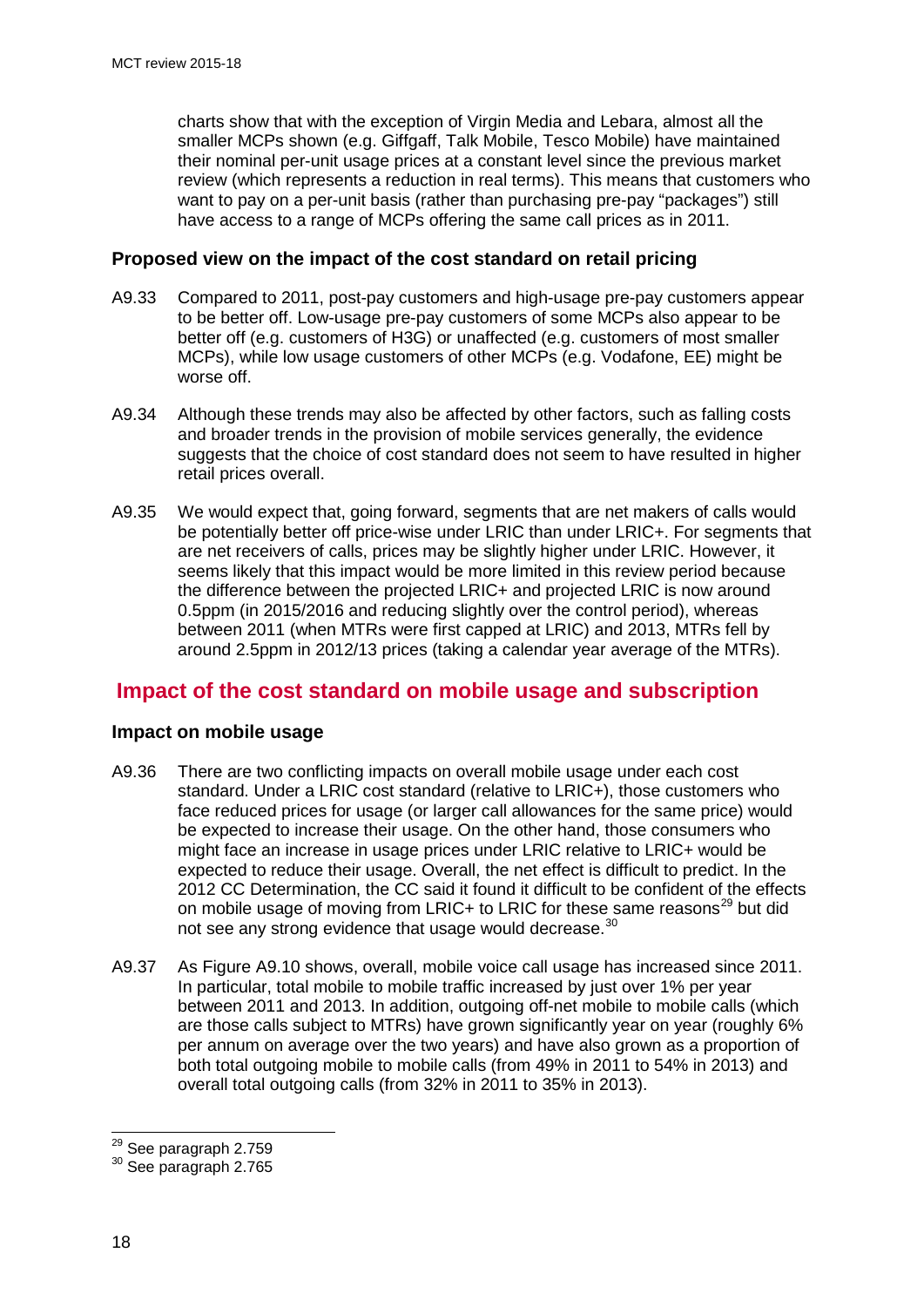charts show that with the exception of Virgin Media and Lebara, almost all the smaller MCPs shown (e.g. Giffgaff, Talk Mobile, Tesco Mobile) have maintained their nominal per-unit usage prices at a constant level since the previous market review (which represents a reduction in real terms). This means that customers who want to pay on a per-unit basis (rather than purchasing pre-pay "packages") still have access to a range of MCPs offering the same call prices as in 2011.

### Proposed view on the impact of the cost standard on retail pricing

A9.33 Compared to 2011, post-pay customers and high-usage pre-pay customers appear to be better off. Low-usage pre-pay customers of some MCPs also appear to be better off (e.g. customers of H3G) or unaffected (e.g. customers of most smaller MCPs), while low usage customers of other MCPs (e.g. Vodafone, EE) might be worse off.

A9.34 Although these trends may also be affected by other factors, such as falling costs and broader trends in the provision of mobile services generally, the evidence suggests that the choice of cost standard does not seem to have resulted in higher retail prices overall.

A9.35 We would expect that, going forward, segments that are net makers of calls would be potentially better off price-wise under LRIC than under LRIC+. For segments that are net receivers of calls, prices may be slightly higher under LRIC. However, it seems likely that this impact would be more limited in this review period because the difference between the projected LRIC+ and projected LRIC is now around 0.5ppm (in 2015/2016 and reducing slightly over the control period), whereas between 2011 (when MTRs were first capped at LRIC) and 2013, MTRs fell by around 2.5ppm in 2012/13 prices (taking a calendar year average of the MTRs).

## Impact of the cost standard on mobile usage and subscription

### Impact on mobile usage

A9.36 There are two conflicting impacts on overall mobile usage under each cost standard. Under a LRIC cost standard (relative to LRIC+), those customers who face reduced prices for usage (or larger call allowances for the same price) would be expected to increase their usage. On the other hand, those consumers who might face an increase in usage prices under LRIC relative to LRIC+ would be expected to reduce their usage. Overall, the net effect is difficult to predict. In the 2012 CC Determination, the CC said it found it difficult to be confident of the effects on mobile usage of moving from LRIC+ to LRIC for these same reasons[29] but did not see any strong evidence that usage would decrease.[30]

A9.37 As Figure A9.10 shows, overall, mobile voice call usage has increased since 2011. In particular, total mobile to mobile traffic increased by just over 1% per year between 2011 and 2013. In addition, outgoing off-net mobile to mobile calls (which are those calls subject to MTRs) have grown significantly year on year (roughly 6% per annum on average over the two years) and have also grown as a proportion of both total outgoing mobile to mobile calls (from 49% in 2011 to 54% in 2013) and overall total outgoing calls (from 32% in 2011 to 35% in 2013).

[29] See paragraph 2.759

[30] See paragraph 2.765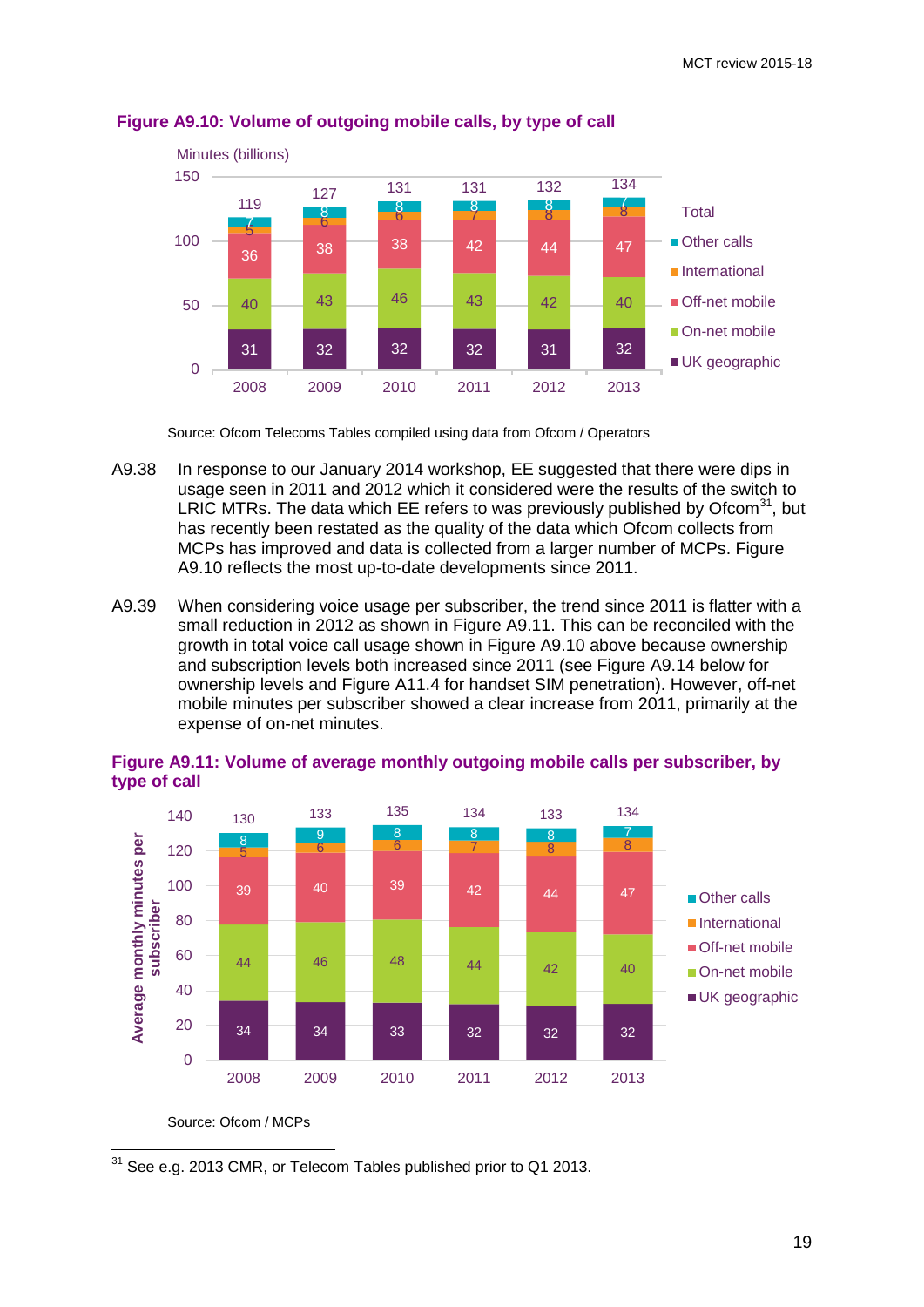**Figure A9.10: Volume of outgoing mobile calls, by type of call**

Minutes (billions)

150
100
50
0

Total: 119, 127, 131, 131, 132, 134

2008: 31, 40, 36, 5, 7
2009: 32, 43, 38, 6, 8
2010: 32, 46, 38, 6, 8
2011: 32, 43, 42, 7, 8
2012: 31, 42, 44, 8, 8
2013: 32, 40, 47, 8, 7

Total
Other calls
International
Off-net mobile
On-net mobile
UK geographic

Source: Ofcom Telecoms Tables compiled using data from Ofcom / Operators

A9.38 In response to our January 2014 workshop, EE suggested that there were dips in usage seen in 2011 and 2012 which it considered were the results of the switch to LRIC MTRs. The data which EE refers to was previously published by Ofcom[31], but has recently been restated as the quality of the data which Ofcom collects from MCPs has improved and data is collected from a larger number of MCPs. Figure A9.10 reflects the most up-to-date developments since 2011.

A9.39 When considering voice usage per subscriber, the trend since 2011 is flatter with a small reduction in 2012 as shown in Figure A9.11. This can be reconciled with the growth in total voice call usage shown in Figure A9.10 above because ownership and subscription levels both increased since 2011 (see Figure A9.14 below for ownership levels and Figure A11.4 for handset SIM penetration). However, off-net mobile minutes per subscriber showed a clear increase from 2011, primarily at the expense of on-net minutes.

**Figure A9.11: Volume of average monthly outgoing mobile calls per subscriber, by type of call**

Average monthly minutes per subscriber

140
120
100
80
60
40
20
0

Total: 130, 133, 135, 134, 133, 134

2008: 34, 44, 39, 5, 8
2009: 34, 46, 40, 6, 9
2010: 33, 48, 39, 6, 8
2011: 32, 44, 42, 7, 8
2012: 32, 42, 44, 8, 8
2013: 32, 40, 47, 8, 7

Other calls
International
Off-net mobile
On-net mobile
UK geographic

Source: Ofcom / MCPs

[31] See e.g. 2013 CMR, or Telecom Tables published prior to Q1 2013.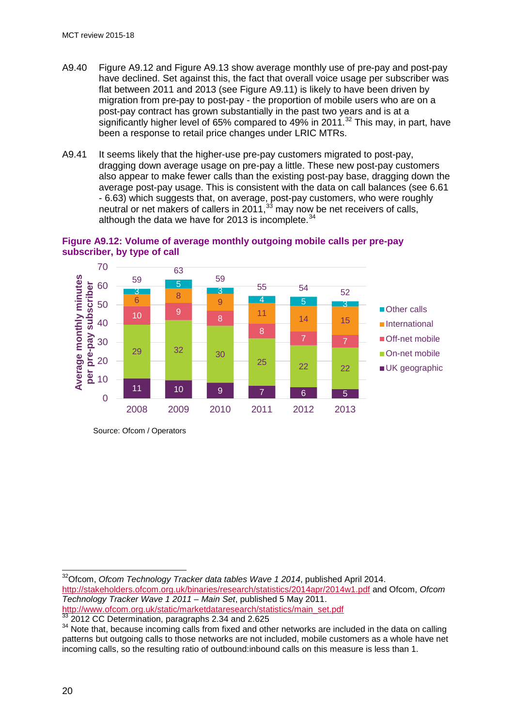A9.40 Figure A9.12 and Figure A9.13 show average monthly use of pre-pay and post-pay have declined. Set against this, the fact that overall voice usage per subscriber was flat between 2011 and 2013 (see Figure A9.11) is likely to have been driven by migration from pre-pay to post-pay - the proportion of mobile users who are on a post-pay contract has grown substantially in the past two years and is at a significantly higher level of 65% compared to 49% in 2011.[32] This may, in part, have been a response to retail price changes under LRIC MTRs.

A9.41 It seems likely that the higher-use pre-pay customers migrated to post-pay, dragging down average usage on pre-pay a little. These new post-pay customers also appear to make fewer calls than the existing post-pay base, dragging down the average post-pay usage. This is consistent with the data on call balances (see 6.61 - 6.63) which suggests that, on average, post-pay customers, who were roughly neutral or net makers of callers in 2011,[33] may now be net receivers of calls, although the data we have for 2013 is incomplete.[34]

**Figure A9.12: Volume of average monthly outgoing mobile calls per pre-pay subscriber, by type of call**

Average monthly minutes per pre-pay subscriber

0
10
20
30
40
50
60
70

2008: 59 — 11, 29, 10, 6, 3
2009: 63 — 10, 32, 9, 8, 5
2010: 59 — 9, 30, 8, 9, 3
2011: 55 — 7, 25, 8, 11, 4
2012: 54 — 6, 22, 7, 14, 5
2013: 52 — 5, 22, 7, 15, 3

Other calls
International
Off-net mobile
On-net mobile
UK geographic

Source: Ofcom / Operators

[32] Ofcom, *Ofcom Technology Tracker data tables Wave 1 2014*, published April 2014. http://stakeholders.ofcom.org.uk/binaries/research/statistics/2014apr/2014w1.pdf and Ofcom, *Ofcom Technology Tracker Wave 1 2011 – Main Set*, published 5 May 2011. http://www.ofcom.org.uk/static/marketdataresearch/statistics/main_set.pdf

[33] 2012 CC Determination, paragraphs 2.34 and 2.625

[34] Note that, because incoming calls from fixed and other networks are included in the data on calling patterns but outgoing calls to those networks are not included, mobile customers as a whole have net incoming calls, so the resulting ratio of outbound:inbound calls on this measure is less than 1.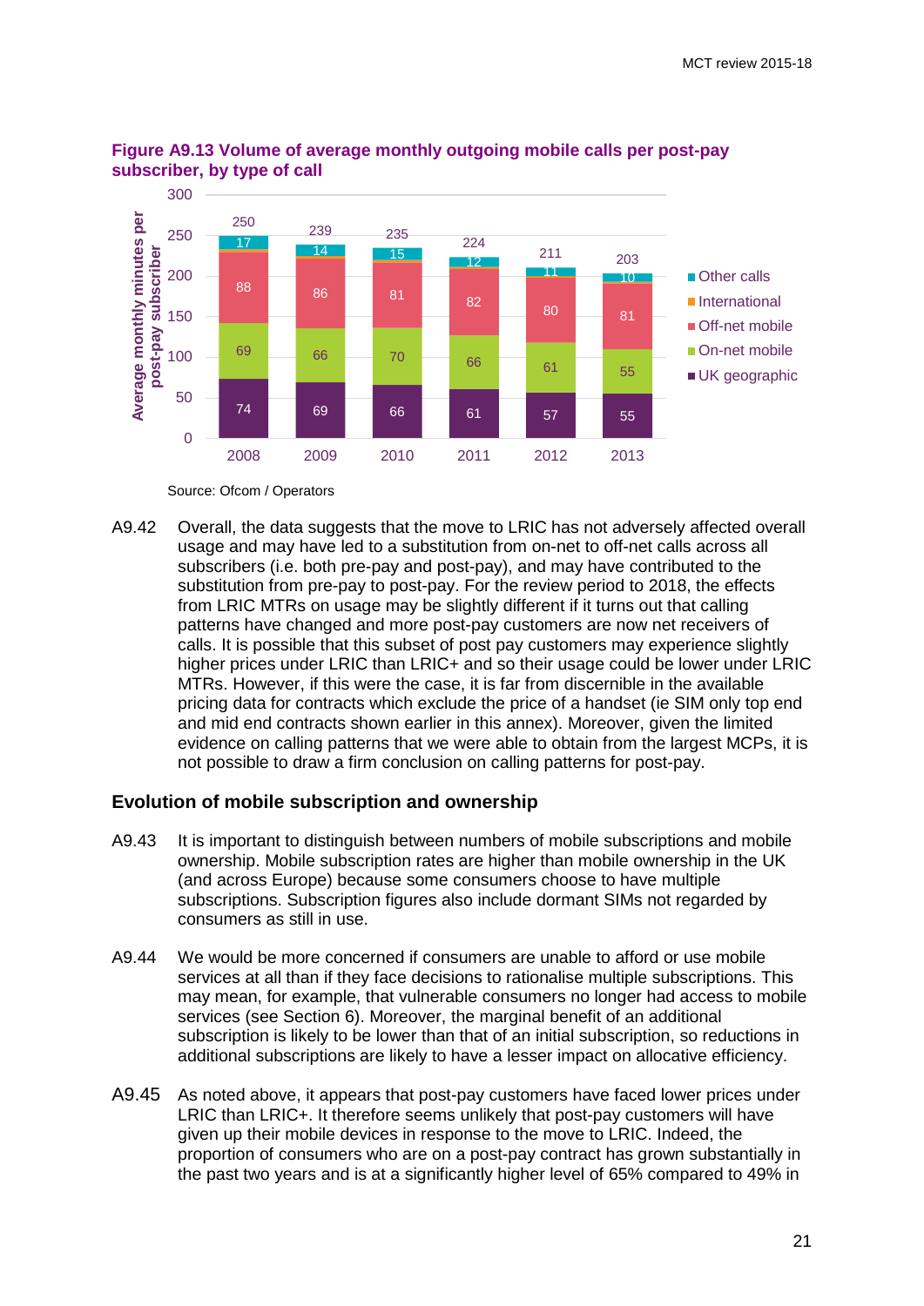**Figure A9.13 Volume of average monthly outgoing mobile calls per post-pay subscriber, by type of call**

Average monthly minutes per post-pay subscriber

300
250
200
150
100
50
0

2008: 250 — 17, 88, 69, 74
2009: 239 — 14, 86, 66, 69
2010: 235 — 15, 81, 70, 66
2011: 224 — 12, 82, 66, 61
2012: 211 — 11, 80, 61, 57
2013: 203 — 10, 81, 55, 55

Other calls
International
Off-net mobile
On-net mobile
UK geographic

Source: Ofcom / Operators

A9.42 Overall, the data suggests that the move to LRIC has not adversely affected overall usage and may have led to a substitution from on-net to off-net calls across all subscribers (i.e. both pre-pay and post-pay), and may have contributed to the substitution from pre-pay to post-pay. For the review period to 2018, the effects from LRIC MTRs on usage may be slightly different if it turns out that calling patterns have changed and more post-pay customers are now net receivers of calls. It is possible that this subset of post pay customers may experience slightly higher prices under LRIC than LRIC+ and so their usage could be lower under LRIC MTRs. However, if this were the case, it is far from discernible in the available pricing data for contracts which exclude the price of a handset (ie SIM only top end and mid end contracts shown earlier in this annex). Moreover, given the limited evidence on calling patterns that we were able to obtain from the largest MCPs, it is not possible to draw a firm conclusion on calling patterns for post-pay.

### Evolution of mobile subscription and ownership

A9.43 It is important to distinguish between numbers of mobile subscriptions and mobile ownership. Mobile subscription rates are higher than mobile ownership in the UK (and across Europe) because some consumers choose to have multiple subscriptions. Subscription figures also include dormant SIMs not regarded by consumers as still in use.

A9.44 We would be more concerned if consumers are unable to afford or use mobile services at all than if they face decisions to rationalise multiple subscriptions. This may mean, for example, that vulnerable consumers no longer had access to mobile services (see Section 6). Moreover, the marginal benefit of an additional subscription is likely to be lower than that of an initial subscription, so reductions in additional subscriptions are likely to have a lesser impact on allocative efficiency.

A9.45 As noted above, it appears that post-pay customers have faced lower prices under LRIC than LRIC+. It therefore seems unlikely that post-pay customers will have given up their mobile devices in response to the move to LRIC. Indeed, the proportion of consumers who are on a post-pay contract has grown substantially in the past two years and is at a significantly higher level of 65% compared to 49% in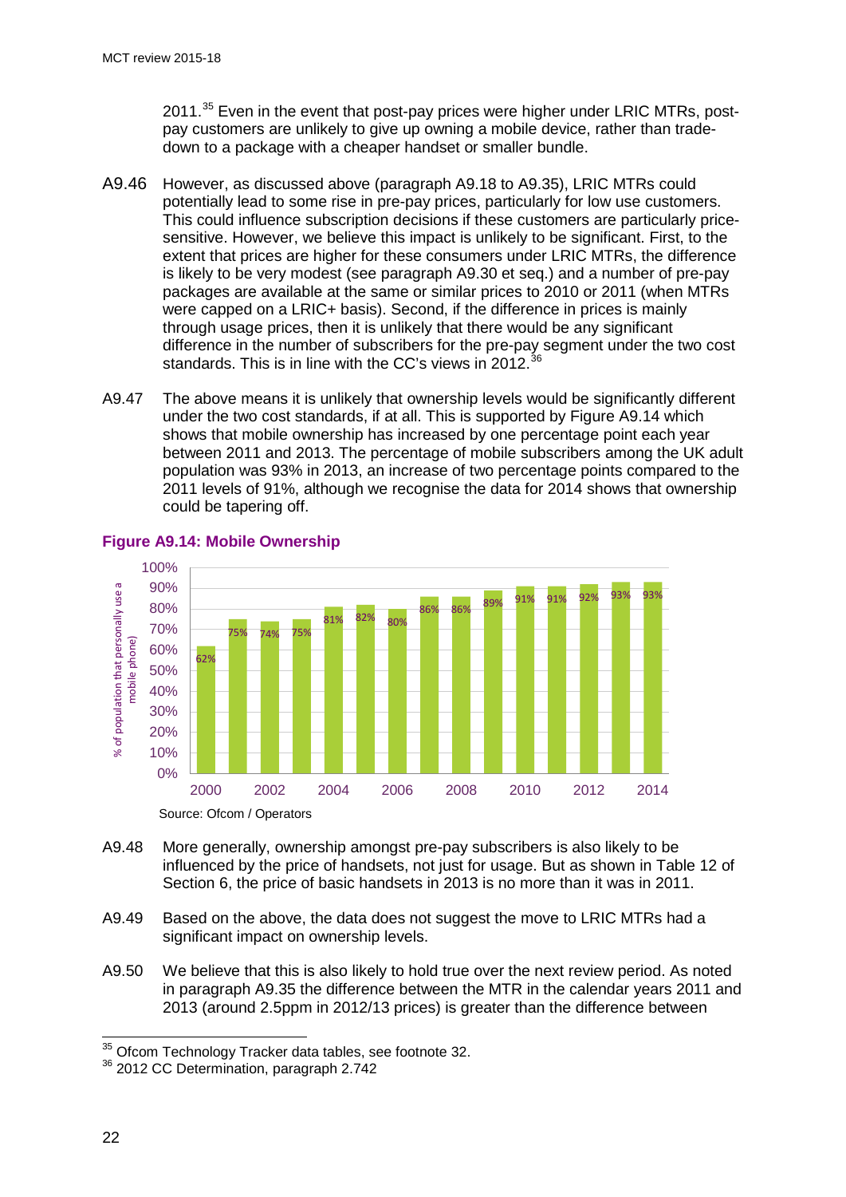2011.[35] Even in the event that post-pay prices were higher under LRIC MTRs, post-pay customers are unlikely to give up owning a mobile device, rather than trade-down to a package with a cheaper handset or smaller bundle.

A9.46 However, as discussed above (paragraph A9.18 to A9.35), LRIC MTRs could potentially lead to some rise in pre-pay prices, particularly for low use customers. This could influence subscription decisions if these customers are particularly price-sensitive. However, we believe this impact is unlikely to be significant. First, to the extent that prices are higher for these consumers under LRIC MTRs, the difference is likely to be very modest (see paragraph A9.30 et seq.) and a number of pre-pay packages are available at the same or similar prices to 2010 or 2011 (when MTRs were capped on a LRIC+ basis). Second, if the difference in prices is mainly through usage prices, then it is unlikely that there would be any significant difference in the number of subscribers for the pre-pay segment under the two cost standards. This is in line with the CC's views in 2012.[36]

A9.47 The above means it is unlikely that ownership levels would be significantly different under the two cost standards, if at all. This is supported by Figure A9.14 which shows that mobile ownership has increased by one percentage point each year between 2011 and 2013. The percentage of mobile subscribers among the UK adult population was 93% in 2013, an increase of two percentage points compared to the 2011 levels of 91%, although we recognise the data for 2014 shows that ownership could be tapering off.

**Figure A9.14: Mobile Ownership**

% of population that personally use a mobile phone)

100%
90%
80%
70%
60%
50%
40%
30%
20%
10%
0%

62% 75% 74% 75% 81% 82% 80% 86% 86% 89% 91% 91% 92% 93% 93%

2000 2002 2004 2006 2008 2010 2012 2014

Source: Ofcom / Operators

A9.48 More generally, ownership amongst pre-pay subscribers is also likely to be influenced by the price of handsets, not just for usage. But as shown in Table 12 of Section 6, the price of basic handsets in 2013 is no more than it was in 2011.

A9.49 Based on the above, the data does not suggest the move to LRIC MTRs had a significant impact on ownership levels.

A9.50 We believe that this is also likely to hold true over the next review period. As noted in paragraph A9.35 the difference between the MTR in the calendar years 2011 and 2013 (around 2.5ppm in 2012/13 prices) is greater than the difference between

[35] Ofcom Technology Tracker data tables, see footnote 32.

[36] 2012 CC Determination, paragraph 2.742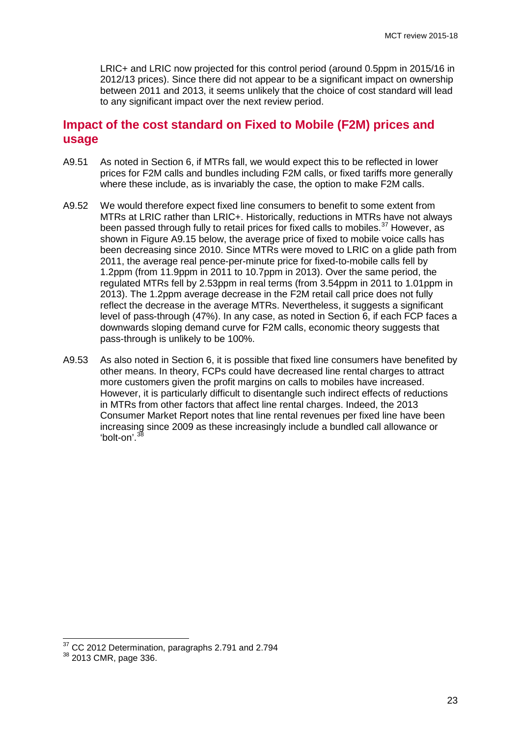LRIC+ and LRIC now projected for this control period (around 0.5ppm in 2015/16 in 2012/13 prices). Since there did not appear to be a significant impact on ownership between 2011 and 2013, it seems unlikely that the choice of cost standard will lead to any significant impact over the next review period.

## Impact of the cost standard on Fixed to Mobile (F2M) prices and usage

A9.51 As noted in Section 6, if MTRs fall, we would expect this to be reflected in lower prices for F2M calls and bundles including F2M calls, or fixed tariffs more generally where these include, as is invariably the case, the option to make F2M calls.

A9.52 We would therefore expect fixed line consumers to benefit to some extent from MTRs at LRIC rather than LRIC+. Historically, reductions in MTRs have not always been passed through fully to retail prices for fixed calls to mobiles.[37] However, as shown in Figure A9.15 below, the average price of fixed to mobile voice calls has been decreasing since 2010. Since MTRs were moved to LRIC on a glide path from 2011, the average real pence-per-minute price for fixed-to-mobile calls fell by 1.2ppm (from 11.9ppm in 2011 to 10.7ppm in 2013). Over the same period, the regulated MTRs fell by 2.53ppm in real terms (from 3.54ppm in 2011 to 1.01ppm in 2013). The 1.2ppm average decrease in the F2M retail call price does not fully reflect the decrease in the average MTRs. Nevertheless, it suggests a significant level of pass-through (47%). In any case, as noted in Section 6, if each FCP faces a downwards sloping demand curve for F2M calls, economic theory suggests that pass-through is unlikely to be 100%.

A9.53 As also noted in Section 6, it is possible that fixed line consumers have benefited by other means. In theory, FCPs could have decreased line rental charges to attract more customers given the profit margins on calls to mobiles have increased. However, it is particularly difficult to disentangle such indirect effects of reductions in MTRs from other factors that affect line rental charges. Indeed, the 2013 Consumer Market Report notes that line rental revenues per fixed line have been increasing since 2009 as these increasingly include a bundled call allowance or 'bolt-on'.[38]

[37] CC 2012 Determination, paragraphs 2.791 and 2.794

[38] 2013 CMR, page 336.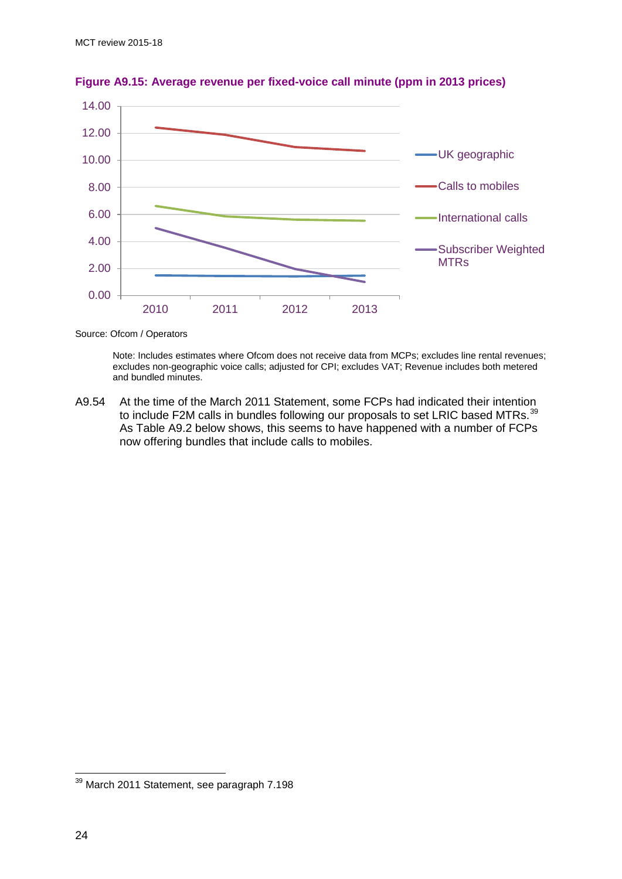**Figure A9.15: Average revenue per fixed-voice call minute (ppm in 2013 prices)**

14.00
12.00
10.00
8.00
6.00
4.00
2.00
0.00

2010
2011
2012
2013

UK geographic
Calls to mobiles
International calls
Subscriber Weighted MTRs

Source: Ofcom / Operators

Note: Includes estimates where Ofcom does not receive data from MCPs; excludes line rental revenues; excludes non-geographic voice calls; adjusted for CPI; excludes VAT; Revenue includes both metered and bundled minutes.

A9.54 At the time of the March 2011 Statement, some FCPs had indicated their intention to include F2M calls in bundles following our proposals to set LRIC based MTRs.[39] As Table A9.2 below shows, this seems to have happened with a number of FCPs now offering bundles that include calls to mobiles.

[39] March 2011 Statement, see paragraph 7.198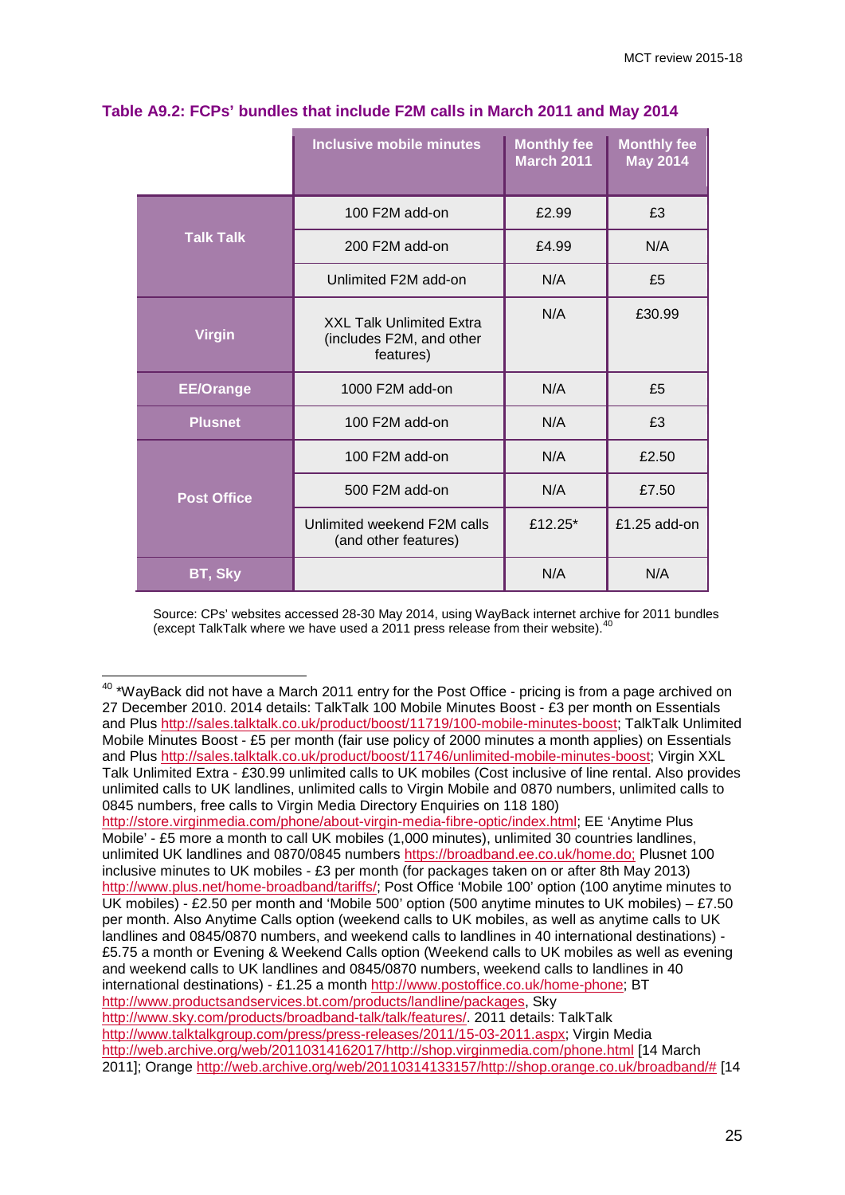### Table A9.2: FCPs' bundles that include F2M calls in March 2011 and May 2014

| | Inclusive mobile minutes | Monthly fee March 2011 | Monthly fee May 2014 |
|---|---|---|---|
| Talk Talk | 100 F2M add-on | £2.99 | £3 |
| | 200 F2M add-on | £4.99 | N/A |
| | Unlimited F2M add-on | N/A | £5 |
| Virgin | XXL Talk Unlimited Extra (includes F2M, and other features) | N/A | £30.99 |
| EE/Orange | 1000 F2M add-on | N/A | £5 |
| Plusnet | 100 F2M add-on | N/A | £3 |
| Post Office | 100 F2M add-on | N/A | £2.50 |
| | 500 F2M add-on | N/A | £7.50 |
| | Unlimited weekend F2M calls (and other features) | £12.25* | £1.25 add-on |
| BT, Sky | | N/A | N/A |

Source: CPs' websites accessed 28-30 May 2014, using WayBack internet archive for 2011 bundles (except TalkTalk where we have used a 2011 press release from their website).[40]

---

[40] *WayBack did not have a March 2011 entry for the Post Office - pricing is from a page archived on 27 December 2010. 2014 details: TalkTalk 100 Mobile Minutes Boost - £3 per month on Essentials and Plus http://sales.talktalk.co.uk/product/boost/11719/100-mobile-minutes-boost; TalkTalk Unlimited Mobile Minutes Boost - £5 per month (fair use policy of 2000 minutes a month applies) on Essentials and Plus http://sales.talktalk.co.uk/product/boost/11746/unlimited-mobile-minutes-boost; Virgin XXL Talk Unlimited Extra - £30.99 unlimited calls to UK mobiles (Cost inclusive of line rental. Also provides unlimited calls to UK landlines, unlimited calls to Virgin Mobile and 0870 numbers, unlimited calls to 0845 numbers, free calls to Virgin Media Directory Enquiries on 118 180) http://store.virginmedia.com/phone/about-virgin-media-fibre-optic/index.html; EE 'Anytime Plus Mobile' - £5 more a month to call UK mobiles (1,000 minutes), unlimited 30 countries landlines, unlimited UK landlines and 0870/0845 numbers https://broadband.ee.co.uk/home.do; Plusnet 100 inclusive minutes to UK mobiles - £3 per month (for packages taken on or after 8th May 2013) http://www.plus.net/home-broadband/tariffs/; Post Office 'Mobile 100' option (100 anytime minutes to UK mobiles) - £2.50 per month and 'Mobile 500' option (500 anytime minutes to UK mobiles) – £7.50 per month. Also Anytime Calls option (weekend calls to UK mobiles, as well as anytime calls to UK landlines and 0845/0870 numbers, and weekend calls to landlines in 40 international destinations) - £5.75 a month or Evening & Weekend Calls option (Weekend calls to UK mobiles as well as evening and weekend calls to UK landlines and 0845/0870 numbers, weekend calls to landlines in 40 international destinations) - £1.25 a month http://www.postoffice.co.uk/home-phone; BT http://www.productsandservices.bt.com/products/landline/packages, Sky http://www.sky.com/products/broadband-talk/talk/features/. 2011 details: TalkTalk http://www.talktalkgroup.com/press/press-releases/2011/15-03-2011.aspx; Virgin Media http://web.archive.org/web/20110314162017/http://shop.virginmedia.com/phone.html [14 March 2011]; Orange http://web.archive.org/web/20110314133157/http://shop.orange.co.uk/broadband/# [14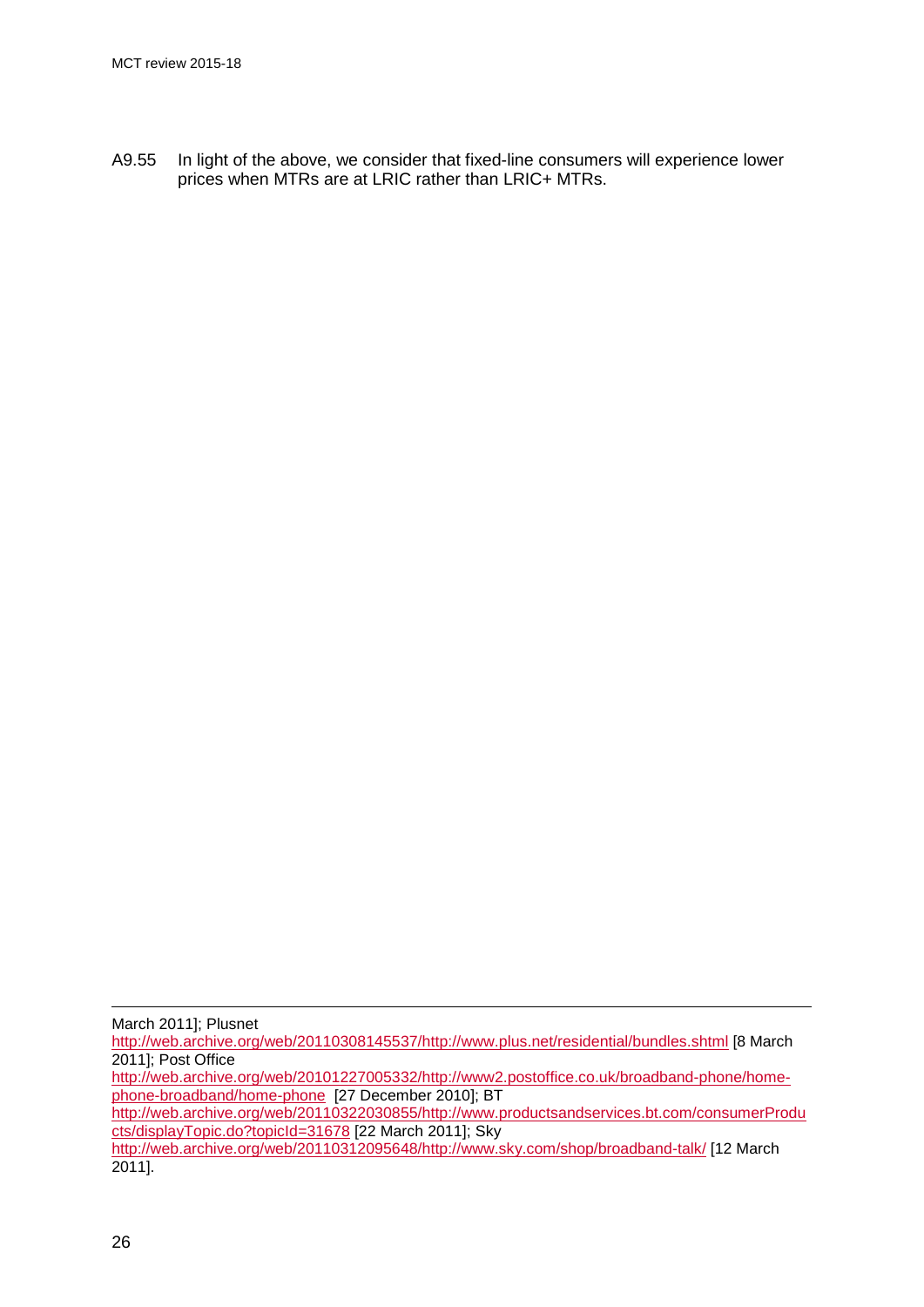A9.55 In light of the above, we consider that fixed-line consumers will experience lower prices when MTRs are at LRIC rather than LRIC+ MTRs.

---

March 2011]; Plusnet http://web.archive.org/web/20110308145537/http://www.plus.net/residential/bundles.shtml [8 March 2011]; Post Office http://web.archive.org/web/20101227005332/http://www2.postoffice.co.uk/broadband-phone/home-phone-broadband/home-phone [27 December 2010]; BT http://web.archive.org/web/20110322030855/http://www.productsandservices.bt.com/consumerProducts/displayTopic.do?topicId=31678 [22 March 2011]; Sky http://web.archive.org/web/20110312095648/http://www.sky.com/shop/broadband-talk/ [12 March 2011].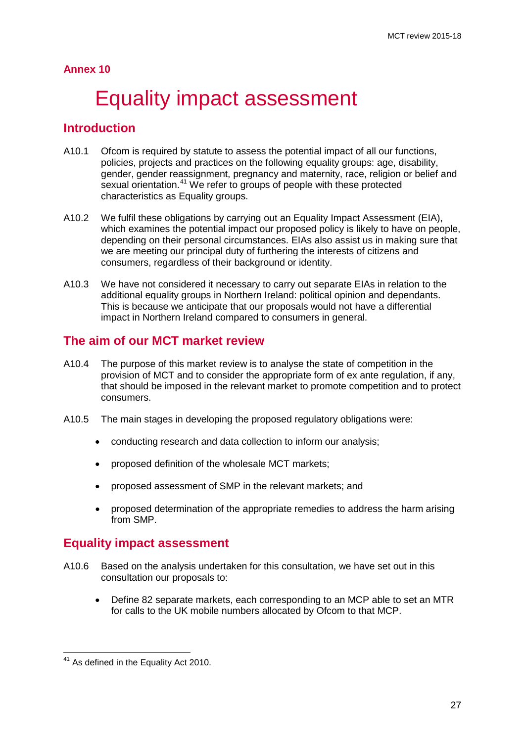## Annex 10

# Equality impact assessment

## Introduction

A10.1 Ofcom is required by statute to assess the potential impact of all our functions, policies, projects and practices on the following equality groups: age, disability, gender, gender reassignment, pregnancy and maternity, race, religion or belief and sexual orientation.[41] We refer to groups of people with these protected characteristics as Equality groups.

A10.2 We fulfil these obligations by carrying out an Equality Impact Assessment (EIA), which examines the potential impact our proposed policy is likely to have on people, depending on their personal circumstances. EIAs also assist us in making sure that we are meeting our principal duty of furthering the interests of citizens and consumers, regardless of their background or identity.

A10.3 We have not considered it necessary to carry out separate EIAs in relation to the additional equality groups in Northern Ireland: political opinion and dependants. This is because we anticipate that our proposals would not have a differential impact in Northern Ireland compared to consumers in general.

## The aim of our MCT market review

A10.4 The purpose of this market review is to analyse the state of competition in the provision of MCT and to consider the appropriate form of ex ante regulation, if any, that should be imposed in the relevant market to promote competition and to protect consumers.

A10.5 The main stages in developing the proposed regulatory obligations were:

- conducting research and data collection to inform our analysis;
- proposed definition of the wholesale MCT markets;
- proposed assessment of SMP in the relevant markets; and
- proposed determination of the appropriate remedies to address the harm arising from SMP.

## Equality impact assessment

A10.6 Based on the analysis undertaken for this consultation, we have set out in this consultation our proposals to:

- Define 82 separate markets, each corresponding to an MCP able to set an MTR for calls to the UK mobile numbers allocated by Ofcom to that MCP.

[41] As defined in the Equality Act 2010.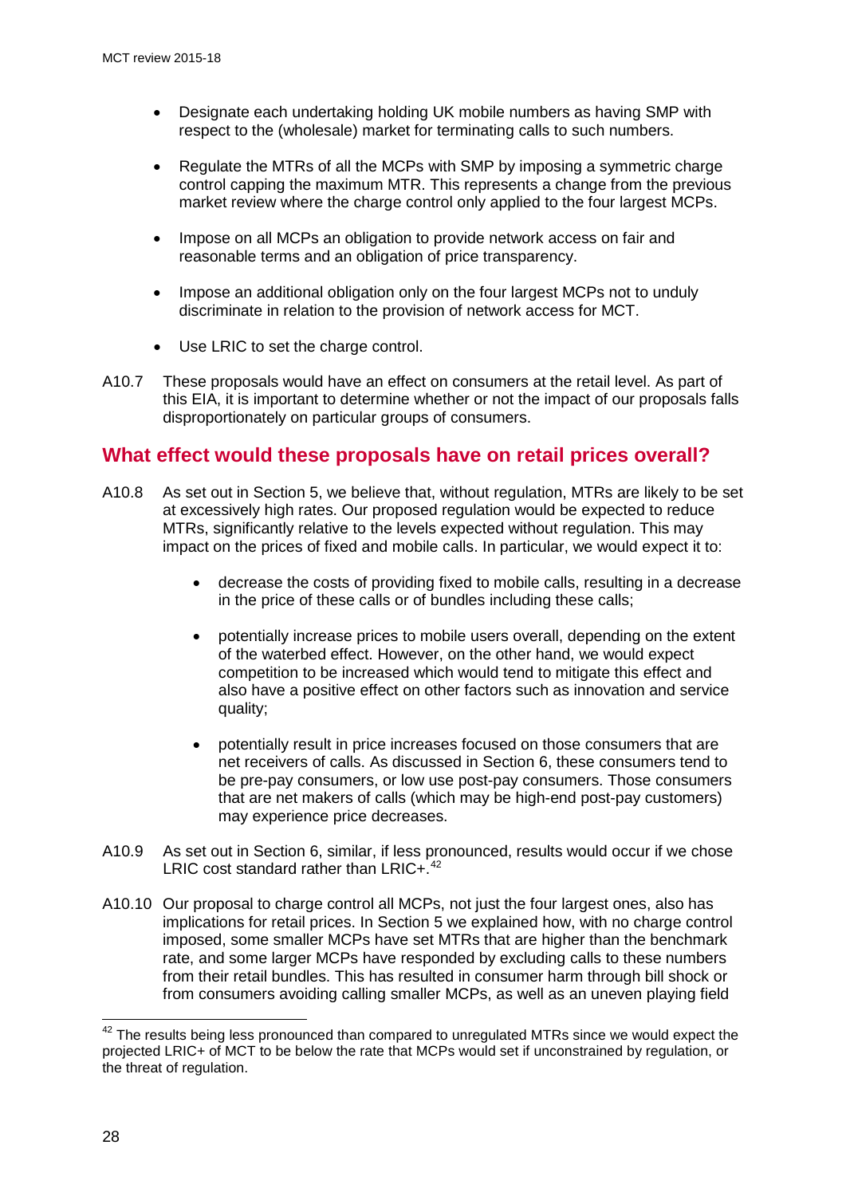- Designate each undertaking holding UK mobile numbers as having SMP with respect to the (wholesale) market for terminating calls to such numbers.

- Regulate the MTRs of all the MCPs with SMP by imposing a symmetric charge control capping the maximum MTR. This represents a change from the previous market review where the charge control only applied to the four largest MCPs.

- Impose on all MCPs an obligation to provide network access on fair and reasonable terms and an obligation of price transparency.

- Impose an additional obligation only on the four largest MCPs not to unduly discriminate in relation to the provision of network access for MCT.

- Use LRIC to set the charge control.

A10.7 These proposals would have an effect on consumers at the retail level. As part of this EIA, it is important to determine whether or not the impact of our proposals falls disproportionately on particular groups of consumers.

## What effect would these proposals have on retail prices overall?

A10.8 As set out in Section 5, we believe that, without regulation, MTRs are likely to be set at excessively high rates. Our proposed regulation would be expected to reduce MTRs, significantly relative to the levels expected without regulation. This may impact on the prices of fixed and mobile calls. In particular, we would expect it to:

- decrease the costs of providing fixed to mobile calls, resulting in a decrease in the price of these calls or of bundles including these calls;

- potentially increase prices to mobile users overall, depending on the extent of the waterbed effect. However, on the other hand, we would expect competition to be increased which would tend to mitigate this effect and also have a positive effect on other factors such as innovation and service quality;

- potentially result in price increases focused on those consumers that are net receivers of calls. As discussed in Section 6, these consumers tend to be pre-pay consumers, or low use post-pay consumers. Those consumers that are net makers of calls (which may be high-end post-pay customers) may experience price decreases.

A10.9 As set out in Section 6, similar, if less pronounced, results would occur if we chose LRIC cost standard rather than LRIC+.[42]

A10.10 Our proposal to charge control all MCPs, not just the four largest ones, also has implications for retail prices. In Section 5 we explained how, with no charge control imposed, some smaller MCPs have set MTRs that are higher than the benchmark rate, and some larger MCPs have responded by excluding calls to these numbers from their retail bundles. This has resulted in consumer harm through bill shock or from consumers avoiding calling smaller MCPs, as well as an uneven playing field

[42] The results being less pronounced than compared to unregulated MTRs since we would expect the projected LRIC+ of MCT to be below the rate that MCPs would set if unconstrained by regulation, or the threat of regulation.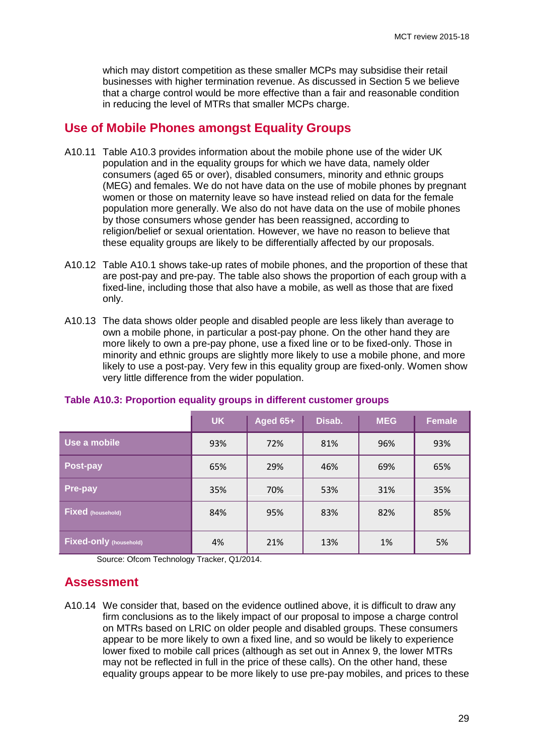which may distort competition as these smaller MCPs may subsidise their retail businesses with higher termination revenue. As discussed in Section 5 we believe that a charge control would be more effective than a fair and reasonable condition in reducing the level of MTRs that smaller MCPs charge.

## Use of Mobile Phones amongst Equality Groups

A10.11 Table A10.3 provides information about the mobile phone use of the wider UK population and in the equality groups for which we have data, namely older consumers (aged 65 or over), disabled consumers, minority and ethnic groups (MEG) and females. We do not have data on the use of mobile phones by pregnant women or those on maternity leave so have instead relied on data for the female population more generally. We also do not have data on the use of mobile phones by those consumers whose gender has been reassigned, according to religion/belief or sexual orientation. However, we have no reason to believe that these equality groups are likely to be differentially affected by our proposals.

A10.12 Table A10.1 shows take-up rates of mobile phones, and the proportion of these that are post-pay and pre-pay. The table also shows the proportion of each group with a fixed-line, including those that also have a mobile, as well as those that are fixed only.

A10.13 The data shows older people and disabled people are less likely than average to own a mobile phone, in particular a post-pay phone. On the other hand they are more likely to own a pre-pay phone, use a fixed line or to be fixed-only. Those in minority and ethnic groups are slightly more likely to use a mobile phone, and more likely to use a post-pay. Very few in this equality group are fixed-only. Women show very little difference from the wider population.

**Table A10.3: Proportion equality groups in different customer groups**

| | UK | Aged 65+ | Disab. | MEG | Female |
|---|---|---|---|---|---|
| Use a mobile | 93% | 72% | 81% | 96% | 93% |
| Post-pay | 65% | 29% | 46% | 69% | 65% |
| Pre-pay | 35% | 70% | 53% | 31% | 35% |
| Fixed (household) | 84% | 95% | 83% | 82% | 85% |
| Fixed-only (household) | 4% | 21% | 13% | 1% | 5% |

Source: Ofcom Technology Tracker, Q1/2014.

## Assessment

A10.14 We consider that, based on the evidence outlined above, it is difficult to draw any firm conclusions as to the likely impact of our proposal to impose a charge control on MTRs based on LRIC on older people and disabled groups. These consumers appear to be more likely to own a fixed line, and so would be likely to experience lower fixed to mobile call prices (although as set out in Annex 9, the lower MTRs may not be reflected in full in the price of these calls). On the other hand, these equality groups appear to be more likely to use pre-pay mobiles, and prices to these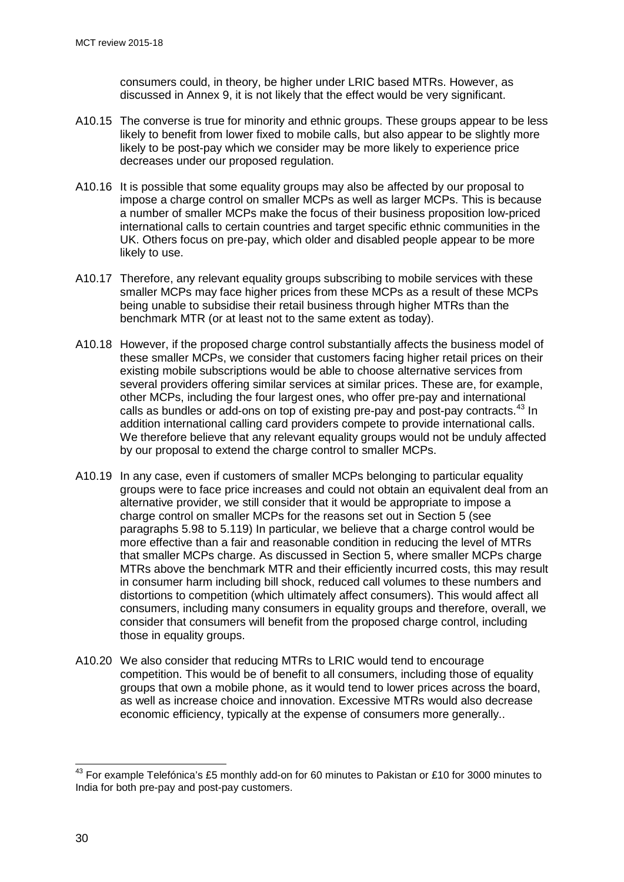consumers could, in theory, be higher under LRIC based MTRs. However, as discussed in Annex 9, it is not likely that the effect would be very significant.

A10.15 The converse is true for minority and ethnic groups. These groups appear to be less likely to benefit from lower fixed to mobile calls, but also appear to be slightly more likely to be post-pay which we consider may be more likely to experience price decreases under our proposed regulation.

A10.16 It is possible that some equality groups may also be affected by our proposal to impose a charge control on smaller MCPs as well as larger MCPs. This is because a number of smaller MCPs make the focus of their business proposition low-priced international calls to certain countries and target specific ethnic communities in the UK. Others focus on pre-pay, which older and disabled people appear to be more likely to use.

A10.17 Therefore, any relevant equality groups subscribing to mobile services with these smaller MCPs may face higher prices from these MCPs as a result of these MCPs being unable to subsidise their retail business through higher MTRs than the benchmark MTR (or at least not to the same extent as today).

A10.18 However, if the proposed charge control substantially affects the business model of these smaller MCPs, we consider that customers facing higher retail prices on their existing mobile subscriptions would be able to choose alternative services from several providers offering similar services at similar prices. These are, for example, other MCPs, including the four largest ones, who offer pre-pay and international calls as bundles or add-ons on top of existing pre-pay and post-pay contracts.[43] In addition international calling card providers compete to provide international calls. We therefore believe that any relevant equality groups would not be unduly affected by our proposal to extend the charge control to smaller MCPs.

A10.19 In any case, even if customers of smaller MCPs belonging to particular equality groups were to face price increases and could not obtain an equivalent deal from an alternative provider, we still consider that it would be appropriate to impose a charge control on smaller MCPs for the reasons set out in Section 5 (see paragraphs 5.98 to 5.119) In particular, we believe that a charge control would be more effective than a fair and reasonable condition in reducing the level of MTRs that smaller MCPs charge. As discussed in Section 5, where smaller MCPs charge MTRs above the benchmark MTR and their efficiently incurred costs, this may result in consumer harm including bill shock, reduced call volumes to these numbers and distortions to competition (which ultimately affect consumers). This would affect all consumers, including many consumers in equality groups and therefore, overall, we consider that consumers will benefit from the proposed charge control, including those in equality groups.

A10.20 We also consider that reducing MTRs to LRIC would tend to encourage competition. This would be of benefit to all consumers, including those of equality groups that own a mobile phone, as it would tend to lower prices across the board, as well as increase choice and innovation. Excessive MTRs would also decrease economic efficiency, typically at the expense of consumers more generally..

[43] For example Telefónica's £5 monthly add-on for 60 minutes to Pakistan or £10 for 3000 minutes to India for both pre-pay and post-pay customers.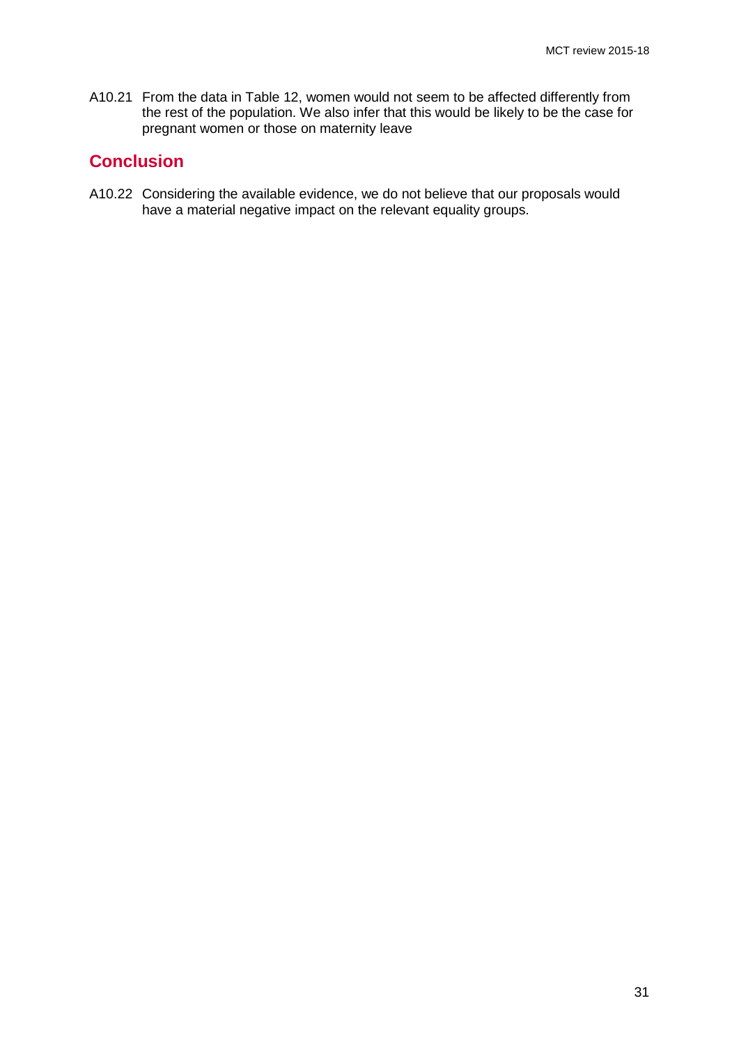A10.21 From the data in Table 12, women would not seem to be affected differently from the rest of the population. We also infer that this would be likely to be the case for pregnant women or those on maternity leave

## Conclusion

A10.22 Considering the available evidence, we do not believe that our proposals would have a material negative impact on the relevant equality groups.